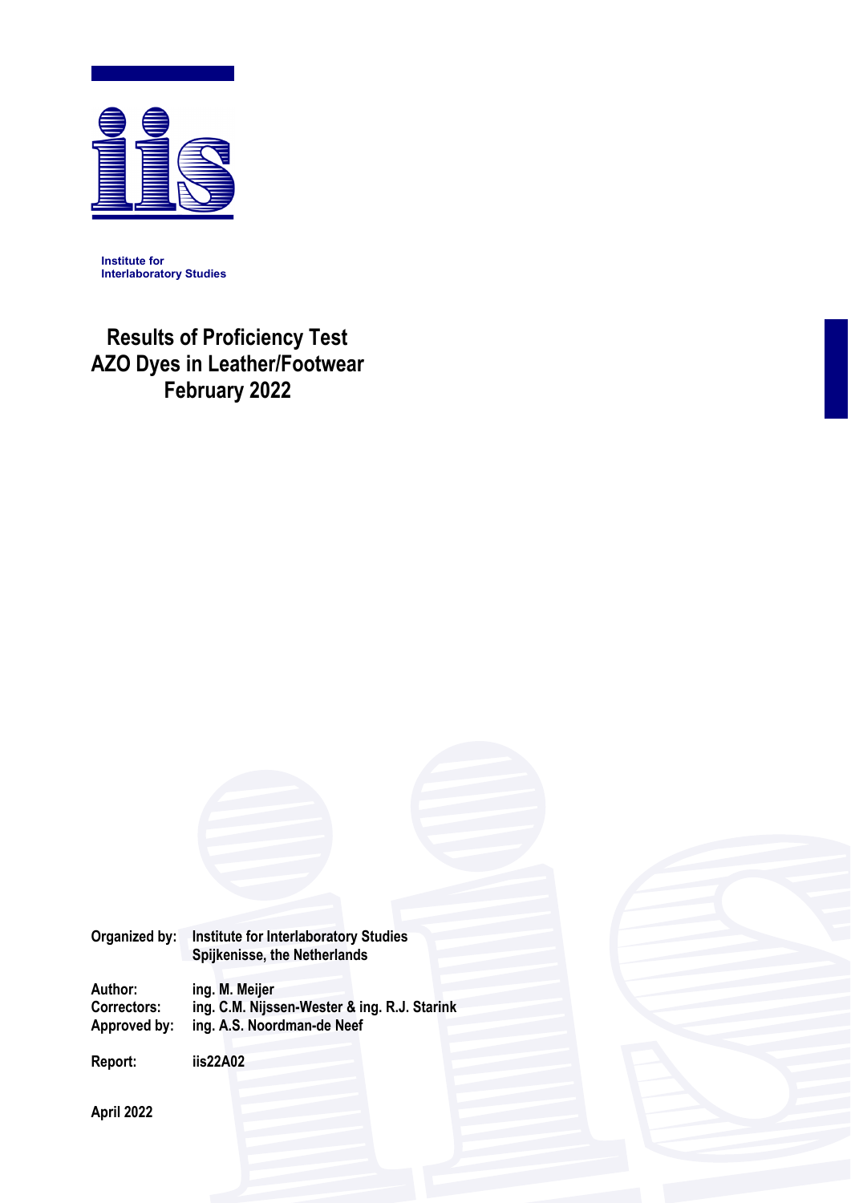Institute for
Interlaboratory Studies

# Results of Proficiency Test AZO Dyes in Leather/Footwear February 2022

**Organized by:** Institute for Interlaboratory Studies
Spijkenisse, the Netherlands

**Author:** ing. M. Meijer
**Correctors:** ing. C.M. Nijssen-Wester & ing. R.J. Starink
**Approved by:** ing. A.S. Noordman-de Neef

**Report:** iis22A02

**April 2022**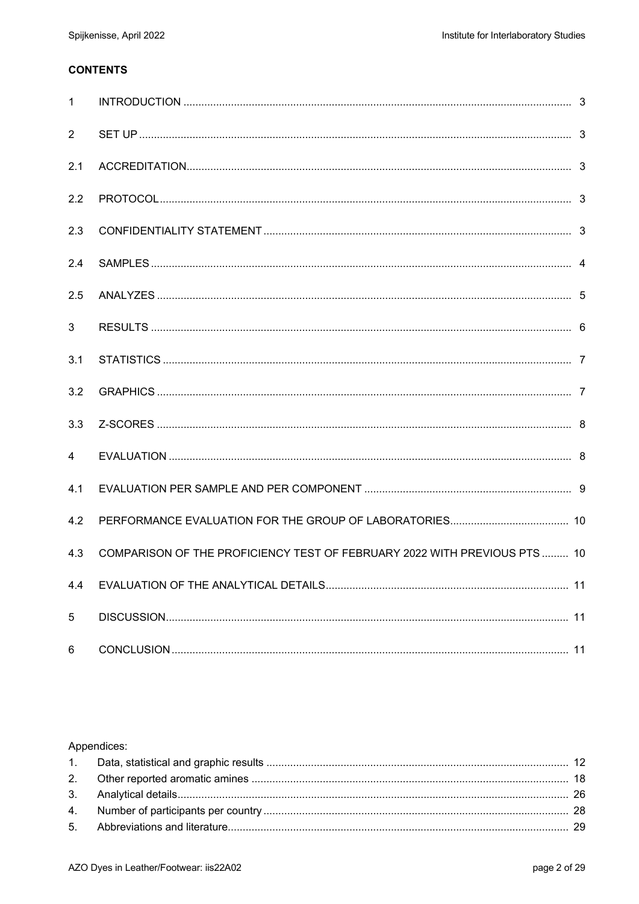**CONTENTS**

| | | |
|---|---|---|
| 1 | INTRODUCTION | 3 |
| 2 | SET UP | 3 |
| 2.1 | ACCREDITATION | 3 |
| 2.2 | PROTOCOL | 3 |
| 2.3 | CONFIDENTIALITY STATEMENT | 3 |
| 2.4 | SAMPLES | 4 |
| 2.5 | ANALYZES | 5 |
| 3 | RESULTS | 6 |
| 3.1 | STATISTICS | 7 |
| 3.2 | GRAPHICS | 7 |
| 3.3 | Z-SCORES | 8 |
| 4 | EVALUATION | 8 |
| 4.1 | EVALUATION PER SAMPLE AND PER COMPONENT | 9 |
| 4.2 | PERFORMANCE EVALUATION FOR THE GROUP OF LABORATORIES | 10 |
| 4.3 | COMPARISON OF THE PROFICIENCY TEST OF FEBRUARY 2022 WITH PREVIOUS PTS | 10 |
| 4.4 | EVALUATION OF THE ANALYTICAL DETAILS | 11 |
| 5 | DISCUSSION | 11 |
| 6 | CONCLUSION | 11 |

Appendices:

| | | |
|---|---|---|
| 1. | Data, statistical and graphic results | 12 |
| 2. | Other reported aromatic amines | 18 |
| 3. | Analytical details | 26 |
| 4. | Number of participants per country | 28 |
| 5. | Abbreviations and literature | 29 |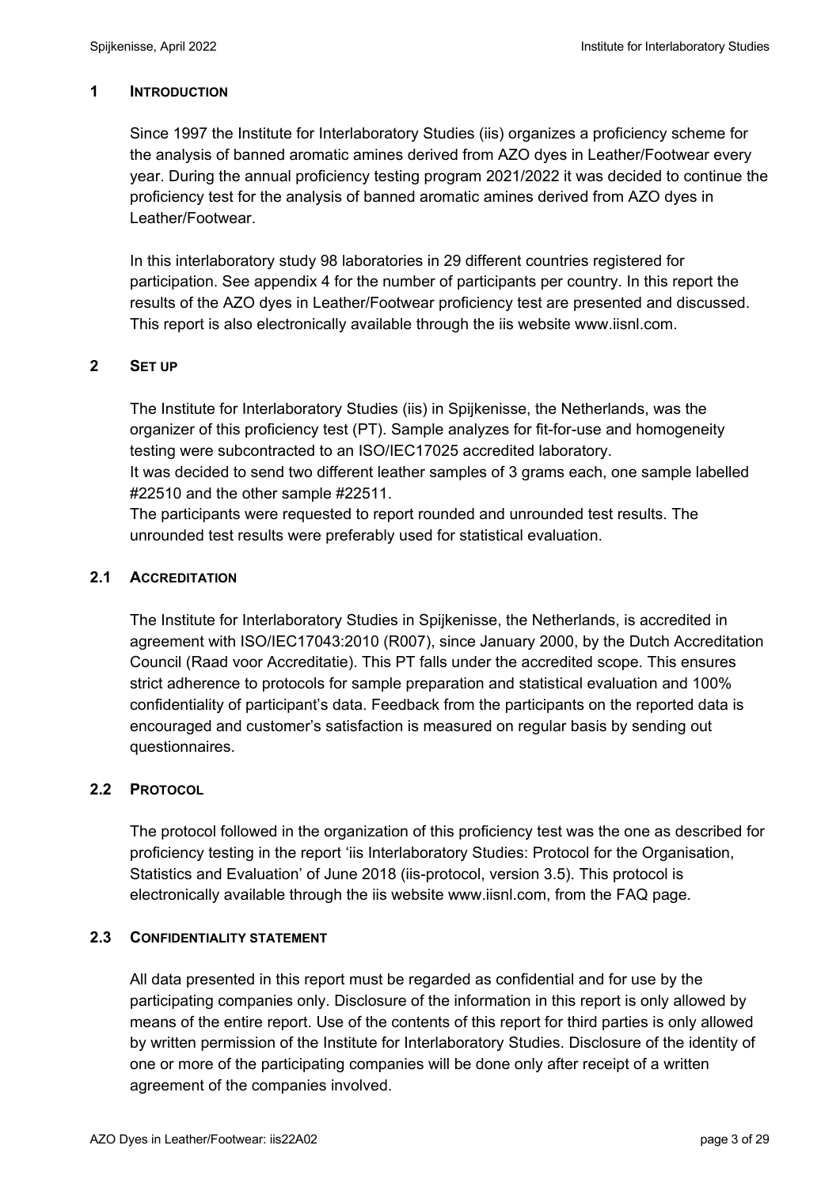## 1 INTRODUCTION

Since 1997 the Institute for Interlaboratory Studies (iis) organizes a proficiency scheme for the analysis of banned aromatic amines derived from AZO dyes in Leather/Footwear every year. During the annual proficiency testing program 2021/2022 it was decided to continue the proficiency test for the analysis of banned aromatic amines derived from AZO dyes in Leather/Footwear.

In this interlaboratory study 98 laboratories in 29 different countries registered for participation. See appendix 4 for the number of participants per country. In this report the results of the AZO dyes in Leather/Footwear proficiency test are presented and discussed. This report is also electronically available through the iis website www.iisnl.com.

## 2 SET UP

The Institute for Interlaboratory Studies (iis) in Spijkenisse, the Netherlands, was the organizer of this proficiency test (PT). Sample analyzes for fit-for-use and homogeneity testing were subcontracted to an ISO/IEC17025 accredited laboratory.
It was decided to send two different leather samples of 3 grams each, one sample labelled #22510 and the other sample #22511.
The participants were requested to report rounded and unrounded test results. The unrounded test results were preferably used for statistical evaluation.

### 2.1 ACCREDITATION

The Institute for Interlaboratory Studies in Spijkenisse, the Netherlands, is accredited in agreement with ISO/IEC17043:2010 (R007), since January 2000, by the Dutch Accreditation Council (Raad voor Accreditatie). This PT falls under the accredited scope. This ensures strict adherence to protocols for sample preparation and statistical evaluation and 100% confidentiality of participant's data. Feedback from the participants on the reported data is encouraged and customer's satisfaction is measured on regular basis by sending out questionnaires.

### 2.2 PROTOCOL

The protocol followed in the organization of this proficiency test was the one as described for proficiency testing in the report 'iis Interlaboratory Studies: Protocol for the Organisation, Statistics and Evaluation' of June 2018 (iis-protocol, version 3.5). This protocol is electronically available through the iis website www.iisnl.com, from the FAQ page.

### 2.3 CONFIDENTIALITY STATEMENT

All data presented in this report must be regarded as confidential and for use by the participating companies only. Disclosure of the information in this report is only allowed by means of the entire report. Use of the contents of this report for third parties is only allowed by written permission of the Institute for Interlaboratory Studies. Disclosure of the identity of one or more of the participating companies will be done only after receipt of a written agreement of the companies involved.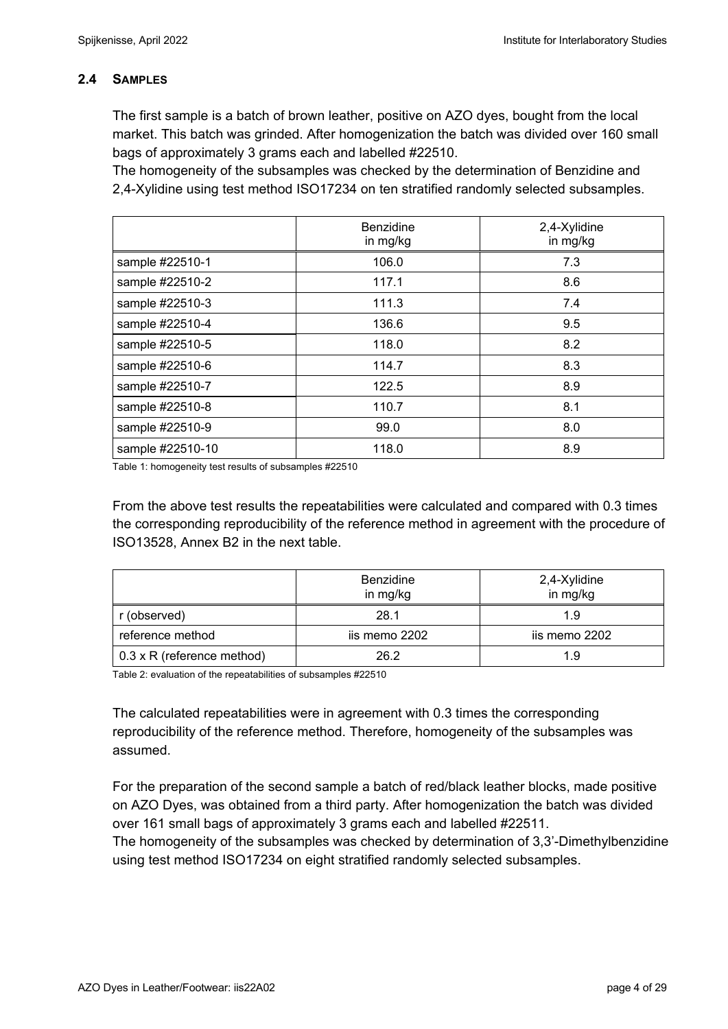### 2.4 SAMPLES

The first sample is a batch of brown leather, positive on AZO dyes, bought from the local market. This batch was grinded. After homogenization the batch was divided over 160 small bags of approximately 3 grams each and labelled #22510.
The homogeneity of the subsamples was checked by the determination of Benzidine and 2,4-Xylidine using test method ISO17234 on ten stratified randomly selected subsamples.

| | Benzidine in mg/kg | 2,4-Xylidine in mg/kg |
|---|---|---|
| sample #22510-1 | 106.0 | 7.3 |
| sample #22510-2 | 117.1 | 8.6 |
| sample #22510-3 | 111.3 | 7.4 |
| sample #22510-4 | 136.6 | 9.5 |
| sample #22510-5 | 118.0 | 8.2 |
| sample #22510-6 | 114.7 | 8.3 |
| sample #22510-7 | 122.5 | 8.9 |
| sample #22510-8 | 110.7 | 8.1 |
| sample #22510-9 | 99.0 | 8.0 |
| sample #22510-10 | 118.0 | 8.9 |

Table 1: homogeneity test results of subsamples #22510

From the above test results the repeatabilities were calculated and compared with 0.3 times the corresponding reproducibility of the reference method in agreement with the procedure of ISO13528, Annex B2 in the next table.

| | Benzidine in mg/kg | 2,4-Xylidine in mg/kg |
|---|---|---|
| r (observed) | 28.1 | 1.9 |
| reference method | iis memo 2202 | iis memo 2202 |
| 0.3 x R (reference method) | 26.2 | 1.9 |

Table 2: evaluation of the repeatabilities of subsamples #22510

The calculated repeatabilities were in agreement with 0.3 times the corresponding reproducibility of the reference method. Therefore, homogeneity of the subsamples was assumed.

For the preparation of the second sample a batch of red/black leather blocks, made positive on AZO Dyes, was obtained from a third party. After homogenization the batch was divided over 161 small bags of approximately 3 grams each and labelled #22511.
The homogeneity of the subsamples was checked by determination of 3,3'-Dimethylbenzidine using test method ISO17234 on eight stratified randomly selected subsamples.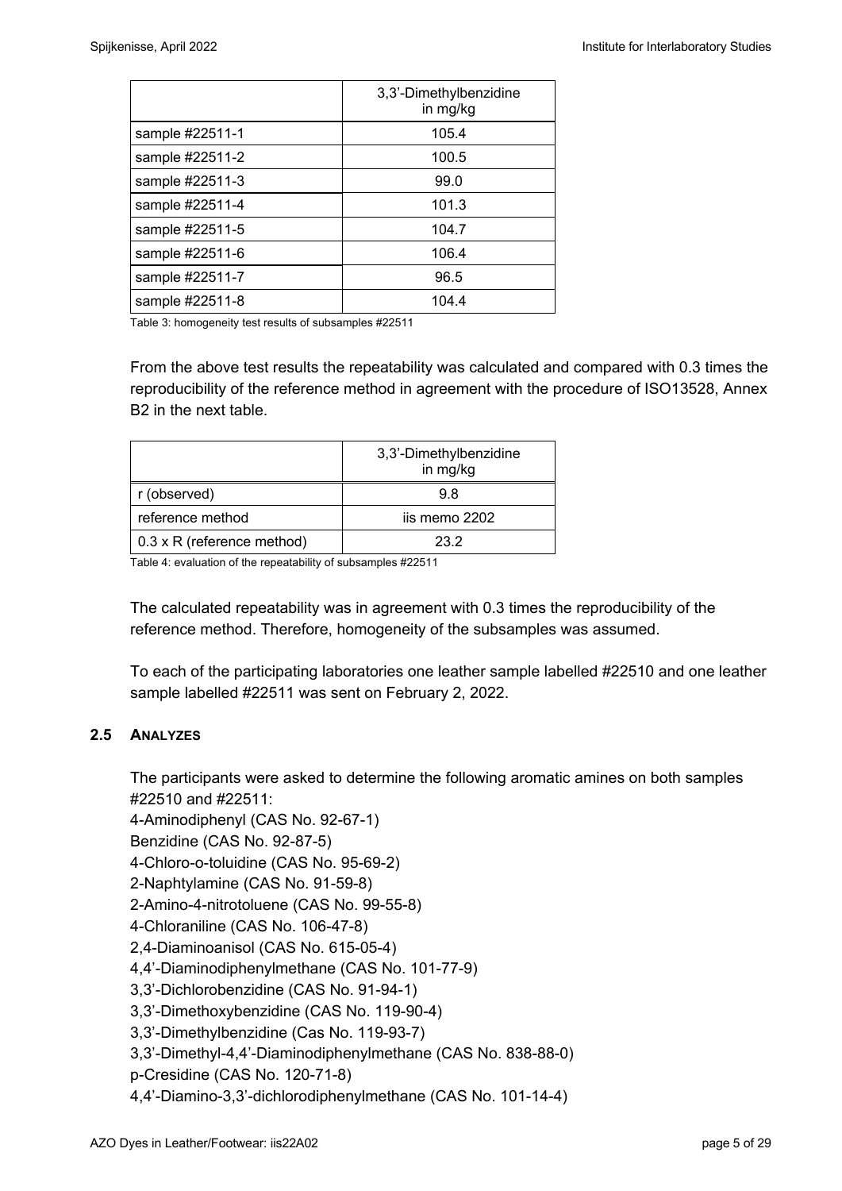| | 3,3'-Dimethylbenzidine in mg/kg |
|---|---|
| sample #22511-1 | 105.4 |
| sample #22511-2 | 100.5 |
| sample #22511-3 | 99.0 |
| sample #22511-4 | 101.3 |
| sample #22511-5 | 104.7 |
| sample #22511-6 | 106.4 |
| sample #22511-7 | 96.5 |
| sample #22511-8 | 104.4 |

Table 3: homogeneity test results of subsamples #22511

From the above test results the repeatability was calculated and compared with 0.3 times the reproducibility of the reference method in agreement with the procedure of ISO13528, Annex B2 in the next table.

| | 3,3'-Dimethylbenzidine in mg/kg |
|---|---|
| r (observed) | 9.8 |
| reference method | iis memo 2202 |
| 0.3 x R (reference method) | 23.2 |

Table 4: evaluation of the repeatability of subsamples #22511

The calculated repeatability was in agreement with 0.3 times the reproducibility of the reference method. Therefore, homogeneity of the subsamples was assumed.

To each of the participating laboratories one leather sample labelled #22510 and one leather sample labelled #22511 was sent on February 2, 2022.

### 2.5 ANALYZES

The participants were asked to determine the following aromatic amines on both samples #22510 and #22511:
4-Aminodiphenyl (CAS No. 92-67-1)
Benzidine (CAS No. 92-87-5)
4-Chloro-o-toluidine (CAS No. 95-69-2)
2-Naphtylamine (CAS No. 91-59-8)
2-Amino-4-nitrotoluene (CAS No. 99-55-8)
4-Chloraniline (CAS No. 106-47-8)
2,4-Diaminoanisol (CAS No. 615-05-4)
4,4'-Diaminodiphenylmethane (CAS No. 101-77-9)
3,3'-Dichlorobenzidine (CAS No. 91-94-1)
3,3'-Dimethoxybenzidine (CAS No. 119-90-4)
3,3'-Dimethylbenzidine (Cas No. 119-93-7)
3,3'-Dimethyl-4,4'-Diaminodiphenylmethane (CAS No. 838-88-0)
p-Cresidine (CAS No. 120-71-8)
4,4'-Diamino-3,3'-dichlorodiphenylmethane (CAS No. 101-14-4)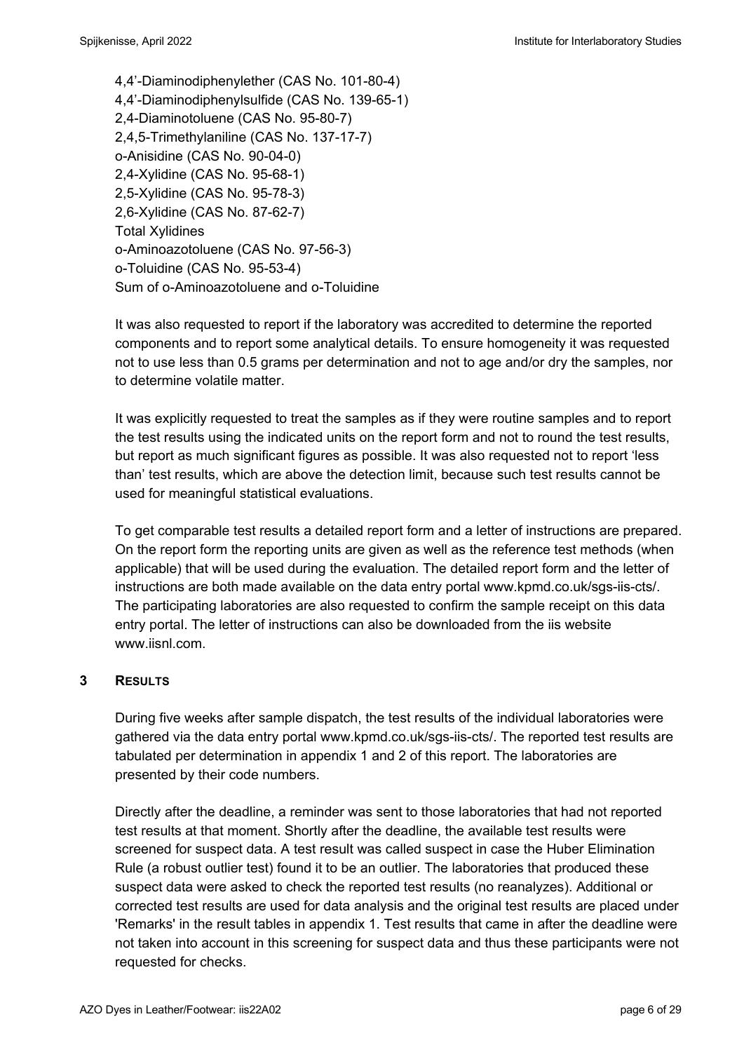4,4'-Diaminodiphenylether (CAS No. 101-80-4)
4,4'-Diaminodiphenylsulfide (CAS No. 139-65-1)
2,4-Diaminotoluene (CAS No. 95-80-7)
2,4,5-Trimethylaniline (CAS No. 137-17-7)
o-Anisidine (CAS No. 90-04-0)
2,4-Xylidine (CAS No. 95-68-1)
2,5-Xylidine (CAS No. 95-78-3)
2,6-Xylidine (CAS No. 87-62-7)
Total Xylidines
o-Aminoazotoluene (CAS No. 97-56-3)
o-Toluidine (CAS No. 95-53-4)
Sum of o-Aminoazotoluene and o-Toluidine

It was also requested to report if the laboratory was accredited to determine the reported components and to report some analytical details. To ensure homogeneity it was requested not to use less than 0.5 grams per determination and not to age and/or dry the samples, nor to determine volatile matter.

It was explicitly requested to treat the samples as if they were routine samples and to report the test results using the indicated units on the report form and not to round the test results, but report as much significant figures as possible. It was also requested not to report 'less than' test results, which are above the detection limit, because such test results cannot be used for meaningful statistical evaluations.

To get comparable test results a detailed report form and a letter of instructions are prepared. On the report form the reporting units are given as well as the reference test methods (when applicable) that will be used during the evaluation. The detailed report form and the letter of instructions are both made available on the data entry portal www.kpmd.co.uk/sgs-iis-cts/. The participating laboratories are also requested to confirm the sample receipt on this data entry portal. The letter of instructions can also be downloaded from the iis website www.iisnl.com.

## 3 RESULTS

During five weeks after sample dispatch, the test results of the individual laboratories were gathered via the data entry portal www.kpmd.co.uk/sgs-iis-cts/. The reported test results are tabulated per determination in appendix 1 and 2 of this report. The laboratories are presented by their code numbers.

Directly after the deadline, a reminder was sent to those laboratories that had not reported test results at that moment. Shortly after the deadline, the available test results were screened for suspect data. A test result was called suspect in case the Huber Elimination Rule (a robust outlier test) found it to be an outlier. The laboratories that produced these suspect data were asked to check the reported test results (no reanalyzes). Additional or corrected test results are used for data analysis and the original test results are placed under 'Remarks' in the result tables in appendix 1. Test results that came in after the deadline were not taken into account in this screening for suspect data and thus these participants were not requested for checks.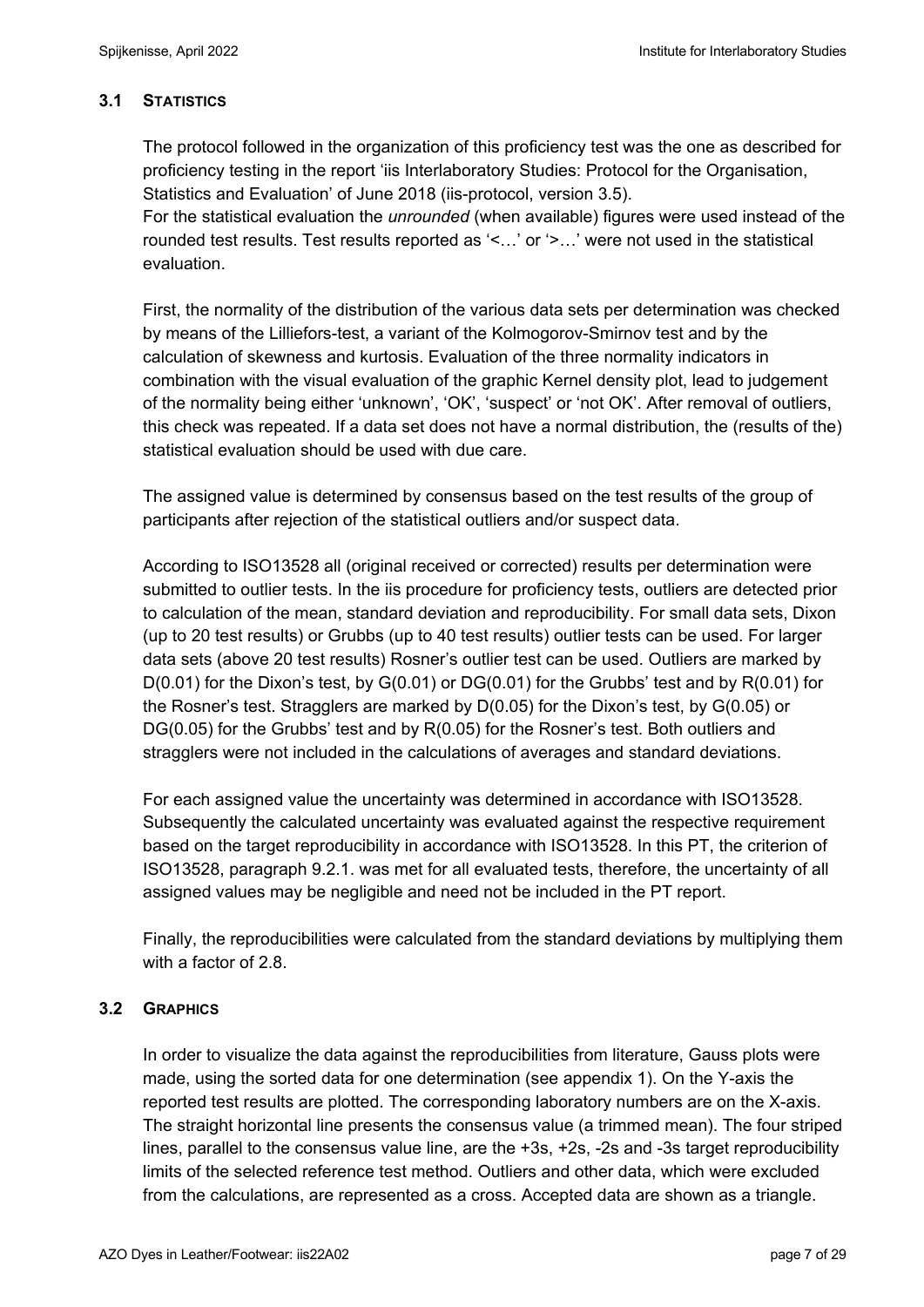### 3.1 STATISTICS

The protocol followed in the organization of this proficiency test was the one as described for proficiency testing in the report 'iis Interlaboratory Studies: Protocol for the Organisation, Statistics and Evaluation' of June 2018 (iis-protocol, version 3.5).
For the statistical evaluation the *unrounded* (when available) figures were used instead of the rounded test results. Test results reported as '<…' or '>…' were not used in the statistical evaluation.

First, the normality of the distribution of the various data sets per determination was checked by means of the Lilliefors-test, a variant of the Kolmogorov-Smirnov test and by the calculation of skewness and kurtosis. Evaluation of the three normality indicators in combination with the visual evaluation of the graphic Kernel density plot, lead to judgement of the normality being either 'unknown', 'OK', 'suspect' or 'not OK'. After removal of outliers, this check was repeated. If a data set does not have a normal distribution, the (results of the) statistical evaluation should be used with due care.

The assigned value is determined by consensus based on the test results of the group of participants after rejection of the statistical outliers and/or suspect data.

According to ISO13528 all (original received or corrected) results per determination were submitted to outlier tests. In the iis procedure for proficiency tests, outliers are detected prior to calculation of the mean, standard deviation and reproducibility. For small data sets, Dixon (up to 20 test results) or Grubbs (up to 40 test results) outlier tests can be used. For larger data sets (above 20 test results) Rosner's outlier test can be used. Outliers are marked by D(0.01) for the Dixon's test, by G(0.01) or DG(0.01) for the Grubbs' test and by R(0.01) for the Rosner's test. Stragglers are marked by D(0.05) for the Dixon's test, by G(0.05) or DG(0.05) for the Grubbs' test and by R(0.05) for the Rosner's test. Both outliers and stragglers were not included in the calculations of averages and standard deviations.

For each assigned value the uncertainty was determined in accordance with ISO13528. Subsequently the calculated uncertainty was evaluated against the respective requirement based on the target reproducibility in accordance with ISO13528. In this PT, the criterion of ISO13528, paragraph 9.2.1. was met for all evaluated tests, therefore, the uncertainty of all assigned values may be negligible and need not be included in the PT report.

Finally, the reproducibilities were calculated from the standard deviations by multiplying them with a factor of 2.8.

### 3.2 GRAPHICS

In order to visualize the data against the reproducibilities from literature, Gauss plots were made, using the sorted data for one determination (see appendix 1). On the Y-axis the reported test results are plotted. The corresponding laboratory numbers are on the X-axis. The straight horizontal line presents the consensus value (a trimmed mean). The four striped lines, parallel to the consensus value line, are the +3s, +2s, -2s and -3s target reproducibility limits of the selected reference test method. Outliers and other data, which were excluded from the calculations, are represented as a cross. Accepted data are shown as a triangle.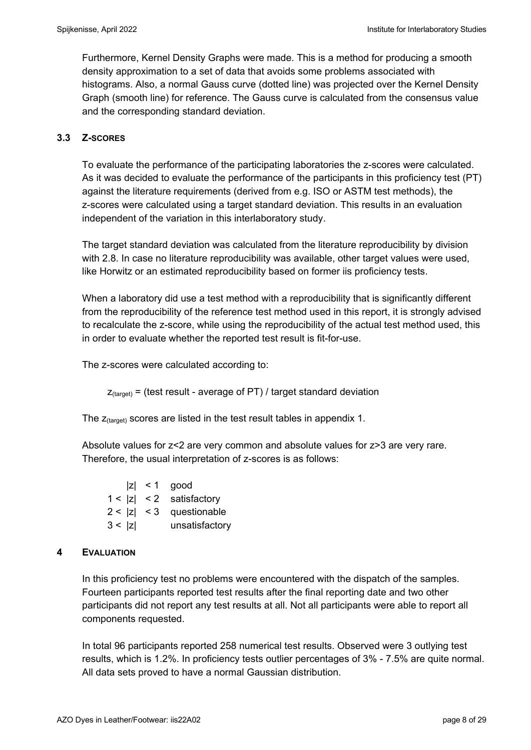Furthermore, Kernel Density Graphs were made. This is a method for producing a smooth density approximation to a set of data that avoids some problems associated with histograms. Also, a normal Gauss curve (dotted line) was projected over the Kernel Density Graph (smooth line) for reference. The Gauss curve is calculated from the consensus value and the corresponding standard deviation.

### 3.3 Z-SCORES

To evaluate the performance of the participating laboratories the z-scores were calculated. As it was decided to evaluate the performance of the participants in this proficiency test (PT) against the literature requirements (derived from e.g. ISO or ASTM test methods), the z-scores were calculated using a target standard deviation. This results in an evaluation independent of the variation in this interlaboratory study.

The target standard deviation was calculated from the literature reproducibility by division with 2.8. In case no literature reproducibility was available, other target values were used, like Horwitz or an estimated reproducibility based on former iis proficiency tests.

When a laboratory did use a test method with a reproducibility that is significantly different from the reproducibility of the reference test method used in this report, it is strongly advised to recalculate the z-score, while using the reproducibility of the actual test method used, this in order to evaluate whether the reported test result is fit-for-use.

The z-scores were calculated according to:

$$z_{(target)} = (\text{test result - average of PT}) / \text{target standard deviation}$$

The $z_{(target)}$ scores are listed in the test result tables in appendix 1.

Absolute values for z<2 are very common and absolute values for z>3 are very rare. Therefore, the usual interpretation of z-scores is as follows:

| | |
|---|---|
| $\|z\| < 1$ | good |
| $1 < \|z\| < 2$ | satisfactory |
| $2 < \|z\| < 3$ | questionable |
| $3 < \|z\|$ | unsatisfactory |

## 4 EVALUATION

In this proficiency test no problems were encountered with the dispatch of the samples. Fourteen participants reported test results after the final reporting date and two other participants did not report any test results at all. Not all participants were able to report all components requested.

In total 96 participants reported 258 numerical test results. Observed were 3 outlying test results, which is 1.2%. In proficiency tests outlier percentages of 3% - 7.5% are quite normal. All data sets proved to have a normal Gaussian distribution.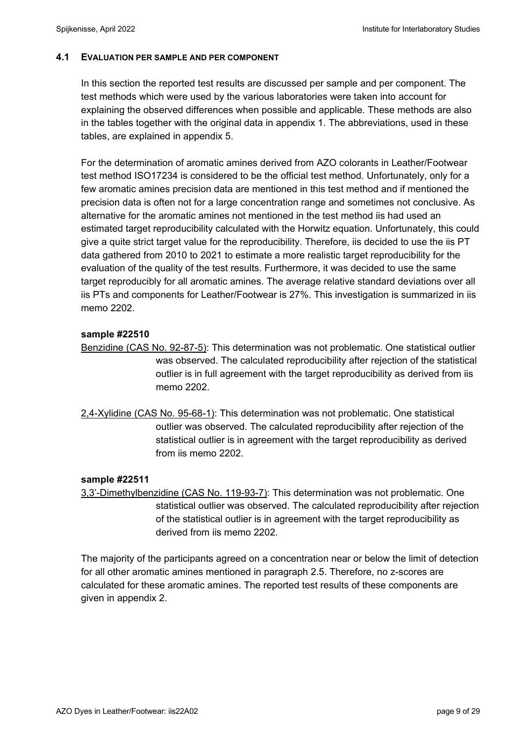### 4.1 EVALUATION PER SAMPLE AND PER COMPONENT

In this section the reported test results are discussed per sample and per component. The test methods which were used by the various laboratories were taken into account for explaining the observed differences when possible and applicable. These methods are also in the tables together with the original data in appendix 1. The abbreviations, used in these tables, are explained in appendix 5.

For the determination of aromatic amines derived from AZO colorants in Leather/Footwear test method ISO17234 is considered to be the official test method. Unfortunately, only for a few aromatic amines precision data are mentioned in this test method and if mentioned the precision data is often not for a large concentration range and sometimes not conclusive. As alternative for the aromatic amines not mentioned in the test method iis had used an estimated target reproducibility calculated with the Horwitz equation. Unfortunately, this could give a quite strict target value for the reproducibility. Therefore, iis decided to use the iis PT data gathered from 2010 to 2021 to estimate a more realistic target reproducibility for the evaluation of the quality of the test results. Furthermore, it was decided to use the same target reproducibly for all aromatic amines. The average relative standard deviations over all iis PTs and components for Leather/Footwear is 27%. This investigation is summarized in iis memo 2202.

**sample #22510**

Benzidine (CAS No. 92-87-5): This determination was not problematic. One statistical outlier was observed. The calculated reproducibility after rejection of the statistical outlier is in full agreement with the target reproducibility as derived from iis memo 2202.

2,4-Xylidine (CAS No. 95-68-1): This determination was not problematic. One statistical outlier was observed. The calculated reproducibility after rejection of the statistical outlier is in agreement with the target reproducibility as derived from iis memo 2202.

**sample #22511**

3,3'-Dimethylbenzidine (CAS No. 119-93-7): This determination was not problematic. One statistical outlier was observed. The calculated reproducibility after rejection of the statistical outlier is in agreement with the target reproducibility as derived from iis memo 2202.

The majority of the participants agreed on a concentration near or below the limit of detection for all other aromatic amines mentioned in paragraph 2.5. Therefore, no z-scores are calculated for these aromatic amines. The reported test results of these components are given in appendix 2.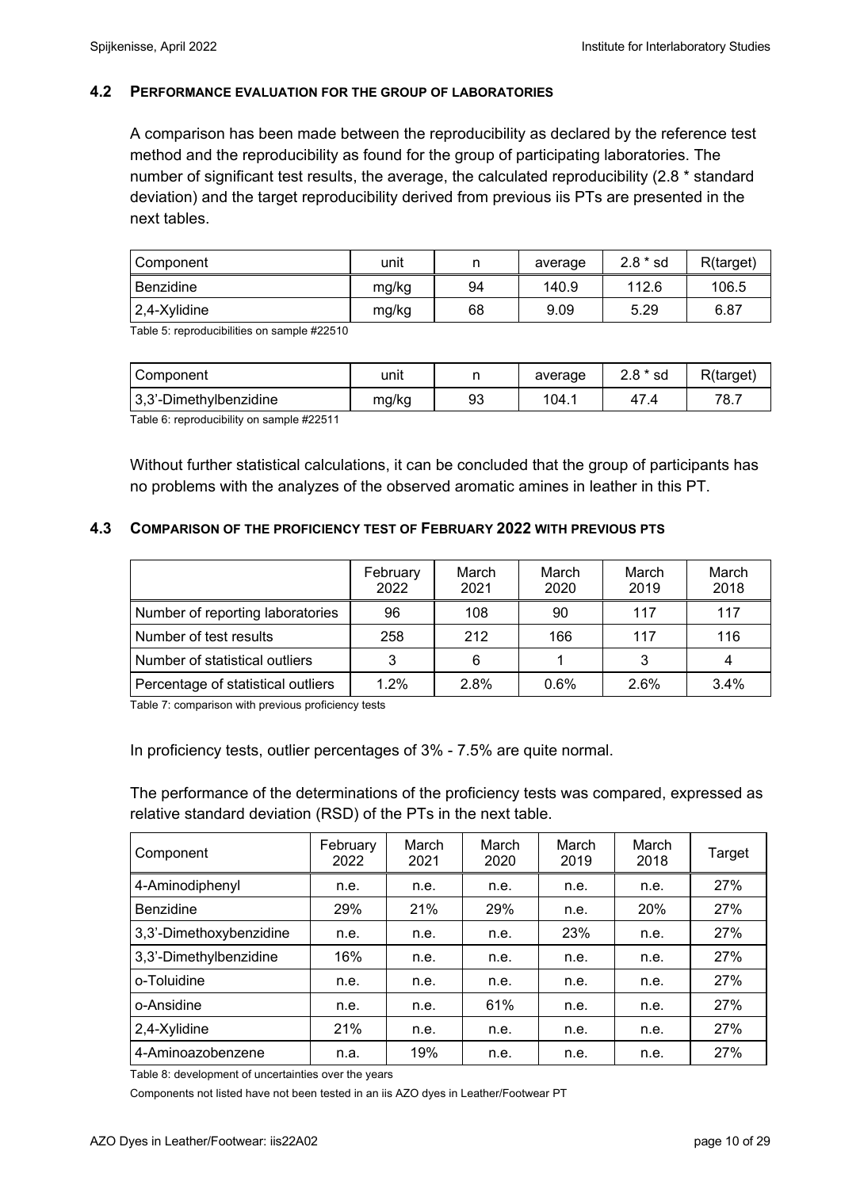### 4.2 PERFORMANCE EVALUATION FOR THE GROUP OF LABORATORIES

A comparison has been made between the reproducibility as declared by the reference test method and the reproducibility as found for the group of participating laboratories. The number of significant test results, the average, the calculated reproducibility (2.8 * standard deviation) and the target reproducibility derived from previous iis PTs are presented in the next tables.

| Component | unit | n | average | 2.8 * sd | R(target) |
|---|---|---|---|---|---|
| Benzidine | mg/kg | 94 | 140.9 | 112.6 | 106.5 |
| 2,4-Xylidine | mg/kg | 68 | 9.09 | 5.29 | 6.87 |

Table 5: reproducibilities on sample #22510

| Component | unit | n | average | 2.8 * sd | R(target) |
|---|---|---|---|---|---|
| 3,3'-Dimethylbenzidine | mg/kg | 93 | 104.1 | 47.4 | 78.7 |

Table 6: reproducibility on sample #22511

Without further statistical calculations, it can be concluded that the group of participants has no problems with the analyzes of the observed aromatic amines in leather in this PT.

### 4.3 COMPARISON OF THE PROFICIENCY TEST OF FEBRUARY 2022 WITH PREVIOUS PTS

| | February 2022 | March 2021 | March 2020 | March 2019 | March 2018 |
|---|---|---|---|---|---|
| Number of reporting laboratories | 96 | 108 | 90 | 117 | 117 |
| Number of test results | 258 | 212 | 166 | 117 | 116 |
| Number of statistical outliers | 3 | 6 | 1 | 3 | 4 |
| Percentage of statistical outliers | 1.2% | 2.8% | 0.6% | 2.6% | 3.4% |

Table 7: comparison with previous proficiency tests

In proficiency tests, outlier percentages of 3% - 7.5% are quite normal.

The performance of the determinations of the proficiency tests was compared, expressed as relative standard deviation (RSD) of the PTs in the next table.

| Component | February 2022 | March 2021 | March 2020 | March 2019 | March 2018 | Target |
|---|---|---|---|---|---|---|
| 4-Aminodiphenyl | n.e. | n.e. | n.e. | n.e. | n.e. | 27% |
| Benzidine | 29% | 21% | 29% | n.e. | 20% | 27% |
| 3,3'-Dimethoxybenzidine | n.e. | n.e. | n.e. | 23% | n.e. | 27% |
| 3,3'-Dimethylbenzidine | 16% | n.e. | n.e. | n.e. | n.e. | 27% |
| o-Toluidine | n.e. | n.e. | n.e. | n.e. | n.e. | 27% |
| o-Ansidine | n.e. | n.e. | 61% | n.e. | n.e. | 27% |
| 2,4-Xylidine | 21% | n.e. | n.e. | n.e. | n.e. | 27% |
| 4-Aminoazobenzene | n.a. | 19% | n.e. | n.e. | n.e. | 27% |

Table 8: development of uncertainties over the years

Components not listed have not been tested in an iis AZO dyes in Leather/Footwear PT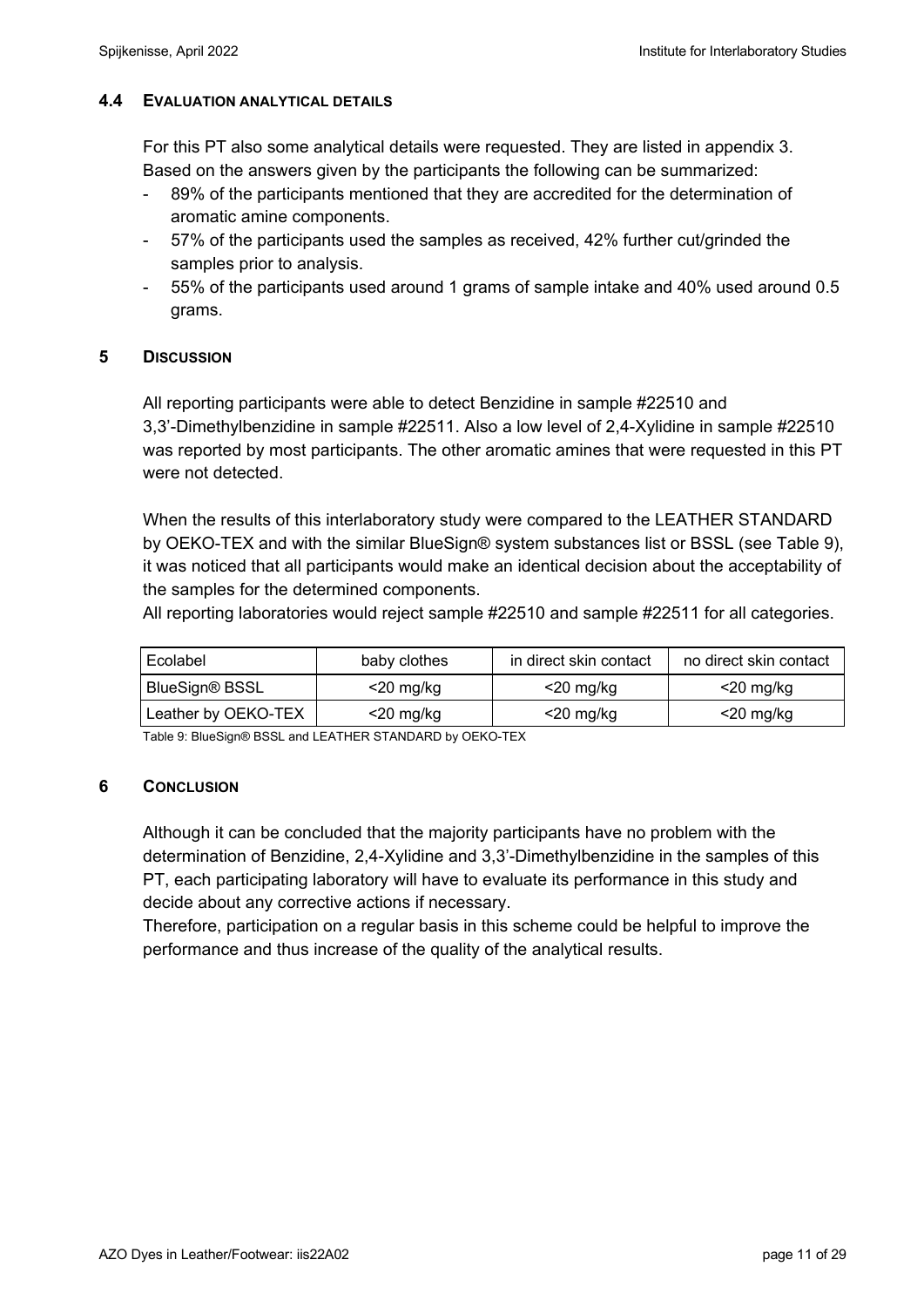### 4.4 EVALUATION ANALYTICAL DETAILS

For this PT also some analytical details were requested. They are listed in appendix 3. Based on the answers given by the participants the following can be summarized:

- 89% of the participants mentioned that they are accredited for the determination of aromatic amine components.
- 57% of the participants used the samples as received, 42% further cut/grinded the samples prior to analysis.
- 55% of the participants used around 1 grams of sample intake and 40% used around 0.5 grams.

## 5 DISCUSSION

All reporting participants were able to detect Benzidine in sample #22510 and 3,3'-Dimethylbenzidine in sample #22511. Also a low level of 2,4-Xylidine in sample #22510 was reported by most participants. The other aromatic amines that were requested in this PT were not detected.

When the results of this interlaboratory study were compared to the LEATHER STANDARD by OEKO-TEX and with the similar BlueSign® system substances list or BSSL (see Table 9), it was noticed that all participants would make an identical decision about the acceptability of the samples for the determined components.
All reporting laboratories would reject sample #22510 and sample #22511 for all categories.

| Ecolabel | baby clothes | in direct skin contact | no direct skin contact |
|---|---|---|---|
| BlueSign® BSSL | <20 mg/kg | <20 mg/kg | <20 mg/kg |
| Leather by OEKO-TEX | <20 mg/kg | <20 mg/kg | <20 mg/kg |

Table 9: BlueSign® BSSL and LEATHER STANDARD by OEKO-TEX

## 6 CONCLUSION

Although it can be concluded that the majority participants have no problem with the determination of Benzidine, 2,4-Xylidine and 3,3'-Dimethylbenzidine in the samples of this PT, each participating laboratory will have to evaluate its performance in this study and decide about any corrective actions if necessary.
Therefore, participation on a regular basis in this scheme could be helpful to improve the performance and thus increase of the quality of the analytical results.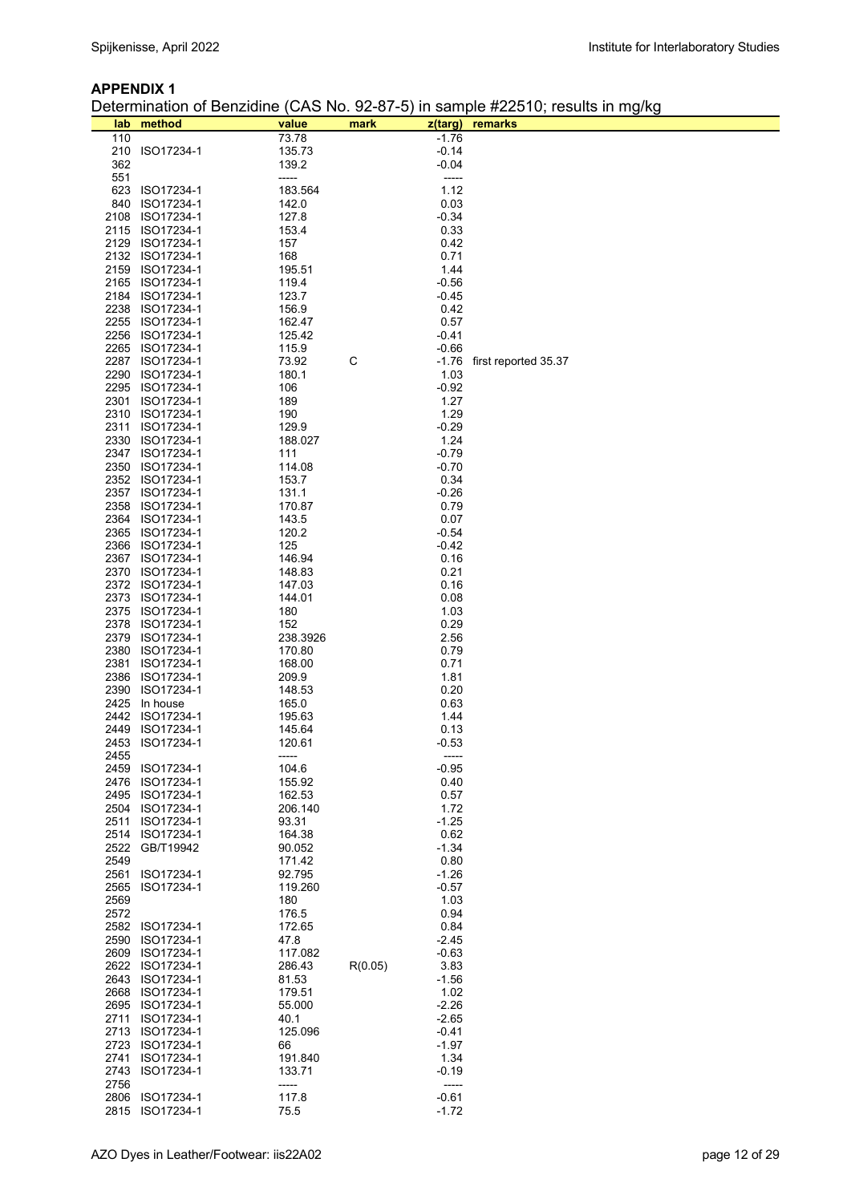## APPENDIX 1

Determination of Benzidine (CAS No. 92-87-5) in sample #22510; results in mg/kg

| lab | method | value | mark | z(targ) | remarks |
|---|---|---|---|---|---|
| 110 | | 73.78 | | -1.76 | |
| 210 | ISO17234-1 | 135.73 | | -0.14 | |
| 362 | | 139.2 | | -0.04 | |
| 551 | | ----- | | ----- | |
| 623 | ISO17234-1 | 183.564 | | 1.12 | |
| 840 | ISO17234-1 | 142.0 | | 0.03 | |
| 2108 | ISO17234-1 | 127.8 | | -0.34 | |
| 2115 | ISO17234-1 | 153.4 | | 0.33 | |
| 2129 | ISO17234-1 | 157 | | 0.42 | |
| 2132 | ISO17234-1 | 168 | | 0.71 | |
| 2159 | ISO17234-1 | 195.51 | | 1.44 | |
| 2165 | ISO17234-1 | 119.4 | | -0.56 | |
| 2184 | ISO17234-1 | 123.7 | | -0.45 | |
| 2238 | ISO17234-1 | 156.9 | | 0.42 | |
| 2255 | ISO17234-1 | 162.47 | | 0.57 | |
| 2256 | ISO17234-1 | 125.42 | | -0.41 | |
| 2265 | ISO17234-1 | 115.9 | | -0.66 | |
| 2287 | ISO17234-1 | 73.92 | C | -1.76 | first reported 35.37 |
| 2290 | ISO17234-1 | 180.1 | | 1.03 | |
| 2295 | ISO17234-1 | 106 | | -0.92 | |
| 2301 | ISO17234-1 | 189 | | 1.27 | |
| 2310 | ISO17234-1 | 190 | | 1.29 | |
| 2311 | ISO17234-1 | 129.9 | | -0.29 | |
| 2330 | ISO17234-1 | 188.027 | | 1.24 | |
| 2347 | ISO17234-1 | 111 | | -0.79 | |
| 2350 | ISO17234-1 | 114.08 | | -0.70 | |
| 2352 | ISO17234-1 | 153.7 | | 0.34 | |
| 2357 | ISO17234-1 | 131.1 | | -0.26 | |
| 2358 | ISO17234-1 | 170.87 | | 0.79 | |
| 2364 | ISO17234-1 | 143.5 | | 0.07 | |
| 2365 | ISO17234-1 | 120.2 | | -0.54 | |
| 2366 | ISO17234-1 | 125 | | -0.42 | |
| 2367 | ISO17234-1 | 146.94 | | 0.16 | |
| 2370 | ISO17234-1 | 148.83 | | 0.21 | |
| 2372 | ISO17234-1 | 147.03 | | 0.16 | |
| 2373 | ISO17234-1 | 144.01 | | 0.08 | |
| 2375 | ISO17234-1 | 180 | | 1.03 | |
| 2378 | ISO17234-1 | 152 | | 0.29 | |
| 2379 | ISO17234-1 | 238.3926 | | 2.56 | |
| 2380 | ISO17234-1 | 170.80 | | 0.79 | |
| 2381 | ISO17234-1 | 168.00 | | 0.71 | |
| 2386 | ISO17234-1 | 209.9 | | 1.81 | |
| 2390 | ISO17234-1 | 148.53 | | 0.20 | |
| 2425 | In house | 165.0 | | 0.63 | |
| 2442 | ISO17234-1 | 195.63 | | 1.44 | |
| 2449 | ISO17234-1 | 145.64 | | 0.13 | |
| 2453 | ISO17234-1 | 120.61 | | -0.53 | |
| 2455 | | ----- | | ----- | |
| 2459 | ISO17234-1 | 104.6 | | -0.95 | |
| 2476 | ISO17234-1 | 155.92 | | 0.40 | |
| 2495 | ISO17234-1 | 162.53 | | 0.57 | |
| 2504 | ISO17234-1 | 206.140 | | 1.72 | |
| 2511 | ISO17234-1 | 93.31 | | -1.25 | |
| 2514 | ISO17234-1 | 164.38 | | 0.62 | |
| 2522 | GB/T19942 | 90.052 | | -1.34 | |
| 2549 | | 171.42 | | 0.80 | |
| 2561 | ISO17234-1 | 92.795 | | -1.26 | |
| 2565 | ISO17234-1 | 119.260 | | -0.57 | |
| 2569 | | 180 | | 1.03 | |
| 2572 | | 176.5 | | 0.94 | |
| 2582 | ISO17234-1 | 172.65 | | 0.84 | |
| 2590 | ISO17234-1 | 47.8 | | -2.45 | |
| 2609 | ISO17234-1 | 117.082 | | -0.63 | |
| 2622 | ISO17234-1 | 286.43 | R(0.05) | 3.83 | |
| 2643 | ISO17234-1 | 81.53 | | -1.56 | |
| 2668 | ISO17234-1 | 179.51 | | 1.02 | |
| 2695 | ISO17234-1 | 55.000 | | -2.26 | |
| 2711 | ISO17234-1 | 40.1 | | -2.65 | |
| 2713 | ISO17234-1 | 125.096 | | -0.41 | |
| 2723 | ISO17234-1 | 66 | | -1.97 | |
| 2741 | ISO17234-1 | 191.840 | | 1.34 | |
| 2743 | ISO17234-1 | 133.71 | | -0.19 | |
| 2756 | | ----- | | ----- | |
| 2806 | ISO17234-1 | 117.8 | | -0.61 | |
| 2815 | ISO17234-1 | 75.5 | | -1.72 | |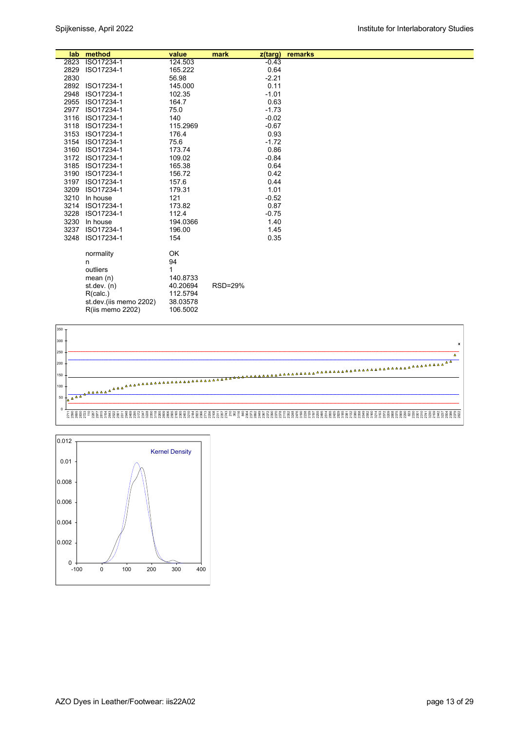| lab | method | value | mark | z(targ) | remarks |
|---|---|---|---|---|---|
| 2823 | ISO17234-1 | 124.503 | | -0.43 | |
| 2829 | ISO17234-1 | 165.222 | | 0.64 | |
| 2830 | | 56.98 | | -2.21 | |
| 2892 | ISO17234-1 | 145.000 | | 0.11 | |
| 2948 | ISO17234-1 | 102.35 | | -1.01 | |
| 2955 | ISO17234-1 | 164.7 | | 0.63 | |
| 2977 | ISO17234-1 | 75.0 | | -1.73 | |
| 3116 | ISO17234-1 | 140 | | -0.02 | |
| 3118 | ISO17234-1 | 115.2969 | | -0.67 | |
| 3153 | ISO17234-1 | 176.4 | | 0.93 | |
| 3154 | ISO17234-1 | 75.6 | | -1.72 | |
| 3160 | ISO17234-1 | 173.74 | | 0.86 | |
| 3172 | ISO17234-1 | 109.02 | | -0.84 | |
| 3185 | ISO17234-1 | 165.38 | | 0.64 | |
| 3190 | ISO17234-1 | 156.72 | | 0.42 | |
| 3197 | ISO17234-1 | 157.6 | | 0.44 | |
| 3209 | ISO17234-1 | 179.31 | | 1.01 | |
| 3210 | In house | 121 | | -0.52 | |
| 3214 | ISO17234-1 | 173.82 | | 0.87 | |
| 3228 | ISO17234-1 | 112.4 | | -0.75 | |
| 3230 | In house | 194.0366 | | 1.40 | |
| 3237 | ISO17234-1 | 196.00 | | 1.45 | |
| 3248 | ISO17234-1 | 154 | | 0.35 | |
| | | | | | |
| | normality | OK | | | |
| | n | 94 | | | |
| | outliers | 1 | | | |
| | mean (n) | 140.8733 | | | |
| | st.dev. (n) | 40.20694 | RSD=29% | | |
| | R(calc.) | 112.5794 | | | |
| | st.dev.(iis memo 2202) | 38.03578 | | | |
| | R(iis memo 2202) | 106.5002 | | | |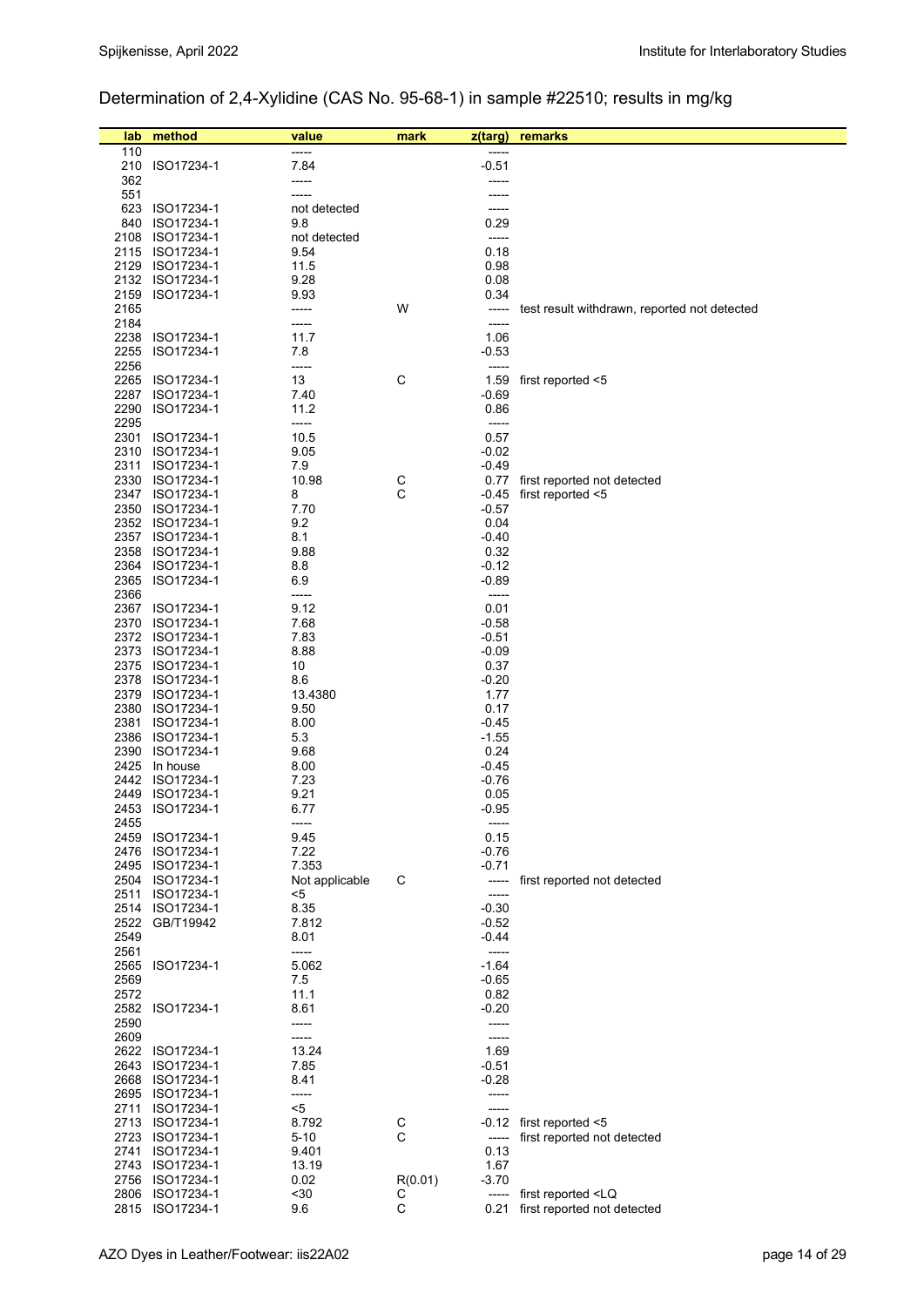Determination of 2,4-Xylidine (CAS No. 95-68-1) in sample #22510; results in mg/kg

| lab | method | value | mark | z(targ) | remarks |
|---|---|---|---|---|---|
| 110 | | ----- | | ----- | |
| 210 | ISO17234-1 | 7.84 | | -0.51 | |
| 362 | | ----- | | ----- | |
| 551 | | ----- | | ----- | |
| 623 | ISO17234-1 | not detected | | ----- | |
| 840 | ISO17234-1 | 9.8 | | 0.29 | |
| 2108 | ISO17234-1 | not detected | | ----- | |
| 2115 | ISO17234-1 | 9.54 | | 0.18 | |
| 2129 | ISO17234-1 | 11.5 | | 0.98 | |
| 2132 | ISO17234-1 | 9.28 | | 0.08 | |
| 2159 | ISO17234-1 | 9.93 | | 0.34 | |
| 2165 | | ----- | W | ----- | test result withdrawn, reported not detected |
| 2184 | | ----- | | ----- | |
| 2238 | ISO17234-1 | 11.7 | | 1.06 | |
| 2255 | ISO17234-1 | 7.8 | | -0.53 | |
| 2256 | | ----- | | ----- | |
| 2265 | ISO17234-1 | 13 | C | 1.59 | first reported <5 |
| 2287 | ISO17234-1 | 7.40 | | -0.69 | |
| 2290 | ISO17234-1 | 11.2 | | 0.86 | |
| 2295 | | ----- | | ----- | |
| 2301 | ISO17234-1 | 10.5 | | 0.57 | |
| 2310 | ISO17234-1 | 9.05 | | -0.02 | |
| 2311 | ISO17234-1 | 7.9 | | -0.49 | |
| 2330 | ISO17234-1 | 10.98 | C | 0.77 | first reported not detected |
| 2347 | ISO17234-1 | 8 | C | -0.45 | first reported <5 |
| 2350 | ISO17234-1 | 7.70 | | -0.57 | |
| 2352 | ISO17234-1 | 9.2 | | 0.04 | |
| 2357 | ISO17234-1 | 8.1 | | -0.40 | |
| 2358 | ISO17234-1 | 9.88 | | 0.32 | |
| 2364 | ISO17234-1 | 8.8 | | -0.12 | |
| 2365 | ISO17234-1 | 6.9 | | -0.89 | |
| 2366 | | ----- | | ----- | |
| 2367 | ISO17234-1 | 9.12 | | 0.01 | |
| 2370 | ISO17234-1 | 7.68 | | -0.58 | |
| 2372 | ISO17234-1 | 7.83 | | -0.51 | |
| 2373 | ISO17234-1 | 8.88 | | -0.09 | |
| 2375 | ISO17234-1 | 10 | | 0.37 | |
| 2378 | ISO17234-1 | 8.6 | | -0.20 | |
| 2379 | ISO17234-1 | 13.4380 | | 1.77 | |
| 2380 | ISO17234-1 | 9.50 | | 0.17 | |
| 2381 | ISO17234-1 | 8.00 | | -0.45 | |
| 2386 | ISO17234-1 | 5.3 | | -1.55 | |
| 2390 | ISO17234-1 | 9.68 | | 0.24 | |
| 2425 | In house | 8.00 | | -0.45 | |
| 2442 | ISO17234-1 | 7.23 | | -0.76 | |
| 2449 | ISO17234-1 | 9.21 | | 0.05 | |
| 2453 | ISO17234-1 | 6.77 | | -0.95 | |
| 2455 | | ----- | | ----- | |
| 2459 | ISO17234-1 | 9.45 | | 0.15 | |
| 2476 | ISO17234-1 | 7.22 | | -0.76 | |
| 2495 | ISO17234-1 | 7.353 | | -0.71 | |
| 2504 | ISO17234-1 | Not applicable | C | ----- | first reported not detected |
| 2511 | ISO17234-1 | <5 | | ----- | |
| 2514 | ISO17234-1 | 8.35 | | -0.30 | |
| 2522 | GB/T19942 | 7.812 | | -0.52 | |
| 2549 | | 8.01 | | -0.44 | |
| 2561 | | ----- | | ----- | |
| 2565 | ISO17234-1 | 5.062 | | -1.64 | |
| 2569 | | 7.5 | | -0.65 | |
| 2572 | | 11.1 | | 0.82 | |
| 2582 | ISO17234-1 | 8.61 | | -0.20 | |
| 2590 | | ----- | | ----- | |
| 2609 | | ----- | | ----- | |
| 2622 | ISO17234-1 | 13.24 | | 1.69 | |
| 2643 | ISO17234-1 | 7.85 | | -0.51 | |
| 2668 | ISO17234-1 | 8.41 | | -0.28 | |
| 2695 | ISO17234-1 | ----- | | ----- | |
| 2711 | ISO17234-1 | <5 | | ----- | |
| 2713 | ISO17234-1 | 8.792 | C | -0.12 | first reported <5 |
| 2723 | ISO17234-1 | 5-10 | C | ----- | first reported not detected |
| 2741 | ISO17234-1 | 9.401 | | 0.13 | |
| 2743 | ISO17234-1 | 13.19 | | 1.67 | |
| 2756 | ISO17234-1 | 0.02 | R(0.01) | -3.70 | |
| 2806 | ISO17234-1 | <30 | C | ----- | first reported <LQ |
| 2815 | ISO17234-1 | 9.6 | C | 0.21 | first reported not detected |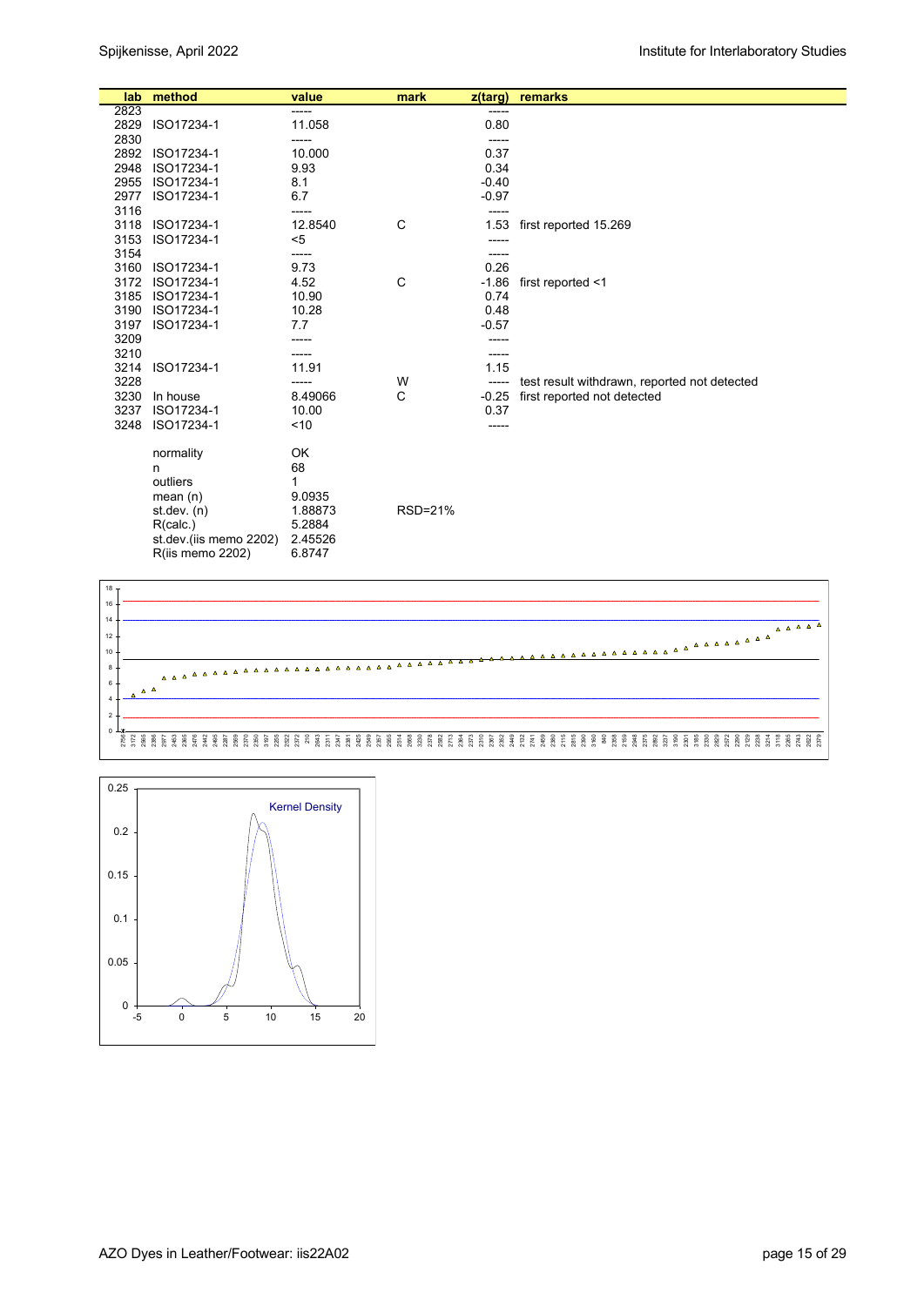| lab | method | value | mark | z(targ) | remarks |
|---|---|---|---|---|---|
| 2823 | | ----- | | ----- | |
| 2829 | ISO17234-1 | 11.058 | | 0.80 | |
| 2830 | | ----- | | ----- | |
| 2892 | ISO17234-1 | 10.000 | | 0.37 | |
| 2948 | ISO17234-1 | 9.93 | | 0.34 | |
| 2955 | ISO17234-1 | 8.1 | | -0.40 | |
| 2977 | ISO17234-1 | 6.7 | | -0.97 | |
| 3116 | | ----- | | ----- | |
| 3118 | ISO17234-1 | 12.8540 | C | 1.53 | first reported 15.269 |
| 3153 | ISO17234-1 | <5 | | ----- | |
| 3154 | | ----- | | ----- | |
| 3160 | ISO17234-1 | 9.73 | | 0.26 | |
| 3172 | ISO17234-1 | 4.52 | C | -1.86 | first reported <1 |
| 3185 | ISO17234-1 | 10.90 | | 0.74 | |
| 3190 | ISO17234-1 | 10.28 | | 0.48 | |
| 3197 | ISO17234-1 | 7.7 | | -0.57 | |
| 3209 | | ----- | | ----- | |
| 3210 | | ----- | | ----- | |
| 3214 | ISO17234-1 | 11.91 | | 1.15 | |
| 3228 | | ----- | W | ----- | test result withdrawn, reported not detected |
| 3230 | In house | 8.49066 | C | -0.25 | first reported not detected |
| 3237 | ISO17234-1 | 10.00 | | 0.37 | |
| 3248 | ISO17234-1 | <10 | | ----- | |
| | | | | | |
| | normality | OK | | | |
| | n | 68 | | | |
| | outliers | 1 | | | |
| | mean (n) | 9.0935 | | | |
| | st.dev. (n) | 1.88873 | RSD=21% | | |
| | R(calc.) | 5.2884 | | | |
| | st.dev.(iis memo 2202) | 2.45526 | | | |
| | R(iis memo 2202) | 6.8747 | | | |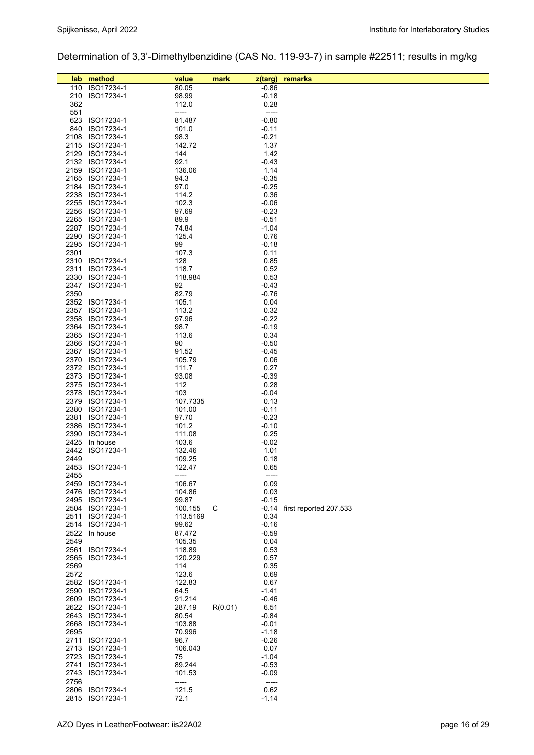Determination of 3,3'-Dimethylbenzidine (CAS No. 119-93-7) in sample #22511; results in mg/kg

| lab | method | value | mark | z(targ) | remarks |
|---|---|---|---|---|---|
| 110 | ISO17234-1 | 80.05 | | -0.86 | |
| 210 | ISO17234-1 | 98.99 | | -0.18 | |
| 362 | | 112.0 | | 0.28 | |
| 551 | | ----- | | ----- | |
| 623 | ISO17234-1 | 81.487 | | -0.80 | |
| 840 | ISO17234-1 | 101.0 | | -0.11 | |
| 2108 | ISO17234-1 | 98.3 | | -0.21 | |
| 2115 | ISO17234-1 | 142.72 | | 1.37 | |
| 2129 | ISO17234-1 | 144 | | 1.42 | |
| 2132 | ISO17234-1 | 92.1 | | -0.43 | |
| 2159 | ISO17234-1 | 136.06 | | 1.14 | |
| 2165 | ISO17234-1 | 94.3 | | -0.35 | |
| 2184 | ISO17234-1 | 97.0 | | -0.25 | |
| 2238 | ISO17234-1 | 114.2 | | 0.36 | |
| 2255 | ISO17234-1 | 102.3 | | -0.06 | |
| 2256 | ISO17234-1 | 97.69 | | -0.23 | |
| 2265 | ISO17234-1 | 89.9 | | -0.51 | |
| 2287 | ISO17234-1 | 74.84 | | -1.04 | |
| 2290 | ISO17234-1 | 125.4 | | 0.76 | |
| 2295 | ISO17234-1 | 99 | | -0.18 | |
| 2301 | | 107.3 | | 0.11 | |
| 2310 | ISO17234-1 | 128 | | 0.85 | |
| 2311 | ISO17234-1 | 118.7 | | 0.52 | |
| 2330 | ISO17234-1 | 118.984 | | 0.53 | |
| 2347 | ISO17234-1 | 92 | | -0.43 | |
| 2350 | | 82.79 | | -0.76 | |
| 2352 | ISO17234-1 | 105.1 | | 0.04 | |
| 2357 | ISO17234-1 | 113.2 | | 0.32 | |
| 2358 | ISO17234-1 | 97.96 | | -0.22 | |
| 2364 | ISO17234-1 | 98.7 | | -0.19 | |
| 2365 | ISO17234-1 | 113.6 | | 0.34 | |
| 2366 | ISO17234-1 | 90 | | -0.50 | |
| 2367 | ISO17234-1 | 91.52 | | -0.45 | |
| 2370 | ISO17234-1 | 105.79 | | 0.06 | |
| 2372 | ISO17234-1 | 111.7 | | 0.27 | |
| 2373 | ISO17234-1 | 93.08 | | -0.39 | |
| 2375 | ISO17234-1 | 112 | | 0.28 | |
| 2378 | ISO17234-1 | 103 | | -0.04 | |
| 2379 | ISO17234-1 | 107.7335 | | 0.13 | |
| 2380 | ISO17234-1 | 101.00 | | -0.11 | |
| 2381 | ISO17234-1 | 97.70 | | -0.23 | |
| 2386 | ISO17234-1 | 101.2 | | -0.10 | |
| 2390 | ISO17234-1 | 111.08 | | 0.25 | |
| 2425 | In house | 103.6 | | -0.02 | |
| 2442 | ISO17234-1 | 132.46 | | 1.01 | |
| 2449 | | 109.25 | | 0.18 | |
| 2453 | ISO17234-1 | 122.47 | | 0.65 | |
| 2455 | | ----- | | ----- | |
| 2459 | ISO17234-1 | 106.67 | | 0.09 | |
| 2476 | ISO17234-1 | 104.86 | | 0.03 | |
| 2495 | ISO17234-1 | 99.87 | | -0.15 | |
| 2504 | ISO17234-1 | 100.155 | C | -0.14 | first reported 207.533 |
| 2511 | ISO17234-1 | 113.5169 | | 0.34 | |
| 2514 | ISO17234-1 | 99.62 | | -0.16 | |
| 2522 | In house | 87.472 | | -0.59 | |
| 2549 | | 105.35 | | 0.04 | |
| 2561 | ISO17234-1 | 118.89 | | 0.53 | |
| 2565 | ISO17234-1 | 120.229 | | 0.57 | |
| 2569 | | 114 | | 0.35 | |
| 2572 | | 123.6 | | 0.69 | |
| 2582 | ISO17234-1 | 122.83 | | 0.67 | |
| 2590 | ISO17234-1 | 64.5 | | -1.41 | |
| 2609 | ISO17234-1 | 91.214 | | -0.46 | |
| 2622 | ISO17234-1 | 287.19 | R(0.01) | 6.51 | |
| 2643 | ISO17234-1 | 80.54 | | -0.84 | |
| 2668 | ISO17234-1 | 103.88 | | -0.01 | |
| 2695 | | 70.996 | | -1.18 | |
| 2711 | ISO17234-1 | 96.7 | | -0.26 | |
| 2713 | ISO17234-1 | 106.043 | | 0.07 | |
| 2723 | ISO17234-1 | 75 | | -1.04 | |
| 2741 | ISO17234-1 | 89.244 | | -0.53 | |
| 2743 | ISO17234-1 | 101.53 | | -0.09 | |
| 2756 | | ----- | | ----- | |
| 2806 | ISO17234-1 | 121.5 | | 0.62 | |
| 2815 | ISO17234-1 | 72.1 | | -1.14 | |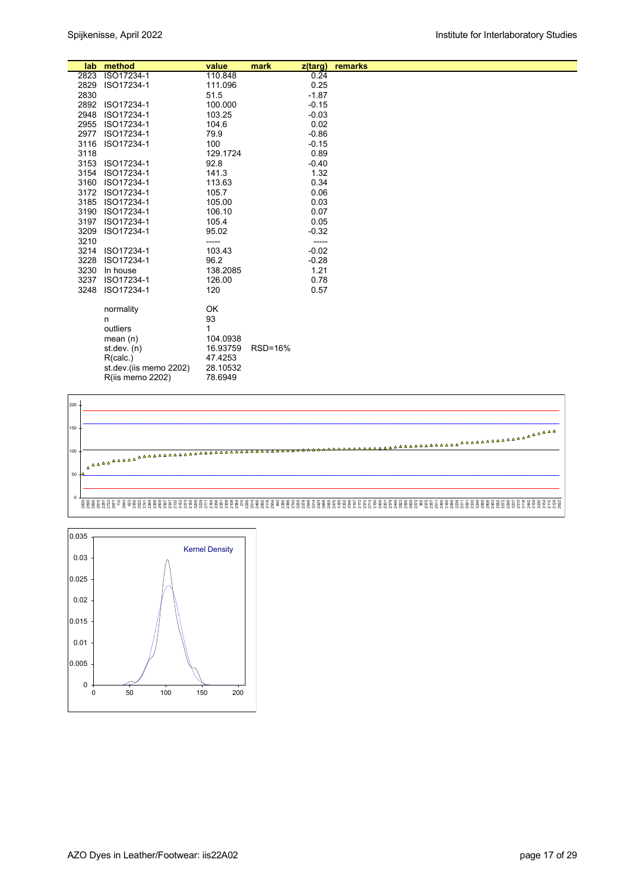| lab | method | value | mark | z(targ) | remarks |
|---|---|---|---|---|---|
| 2823 | ISO17234-1 | 110.848 | | 0.24 | |
| 2829 | ISO17234-1 | 111.096 | | 0.25 | |
| 2830 | | 51.5 | | -1.87 | |
| 2892 | ISO17234-1 | 100.000 | | -0.15 | |
| 2948 | ISO17234-1 | 103.25 | | -0.03 | |
| 2955 | ISO17234-1 | 104.6 | | 0.02 | |
| 2977 | ISO17234-1 | 79.9 | | -0.86 | |
| 3116 | ISO17234-1 | 100 | | -0.15 | |
| 3118 | | 129.1724 | | 0.89 | |
| 3153 | ISO17234-1 | 92.8 | | -0.40 | |
| 3154 | ISO17234-1 | 141.3 | | 1.32 | |
| 3160 | ISO17234-1 | 113.63 | | 0.34 | |
| 3172 | ISO17234-1 | 105.7 | | 0.06 | |
| 3185 | ISO17234-1 | 105.00 | | 0.03 | |
| 3190 | ISO17234-1 | 106.10 | | 0.07 | |
| 3197 | ISO17234-1 | 105.4 | | 0.05 | |
| 3209 | ISO17234-1 | 95.02 | | -0.32 | |
| 3210 | | ----- | | ----- | |
| 3214 | ISO17234-1 | 103.43 | | -0.02 | |
| 3228 | ISO17234-1 | 96.2 | | -0.28 | |
| 3230 | In house | 138.2085 | | 1.21 | |
| 3237 | ISO17234-1 | 126.00 | | 0.78 | |
| 3248 | ISO17234-1 | 120 | | 0.57 | |

| | |
|---|---|
| normality | OK |
| n | 93 |
| outliers | 1 |
| mean (n) | 104.0938 |
| st.dev. (n) | 16.93759 RSD=16% |
| R(calc.) | 47.4253 |
| st.dev.(iis memo 2202) | 28.10532 |
| R(iis memo 2202) | 78.6949 |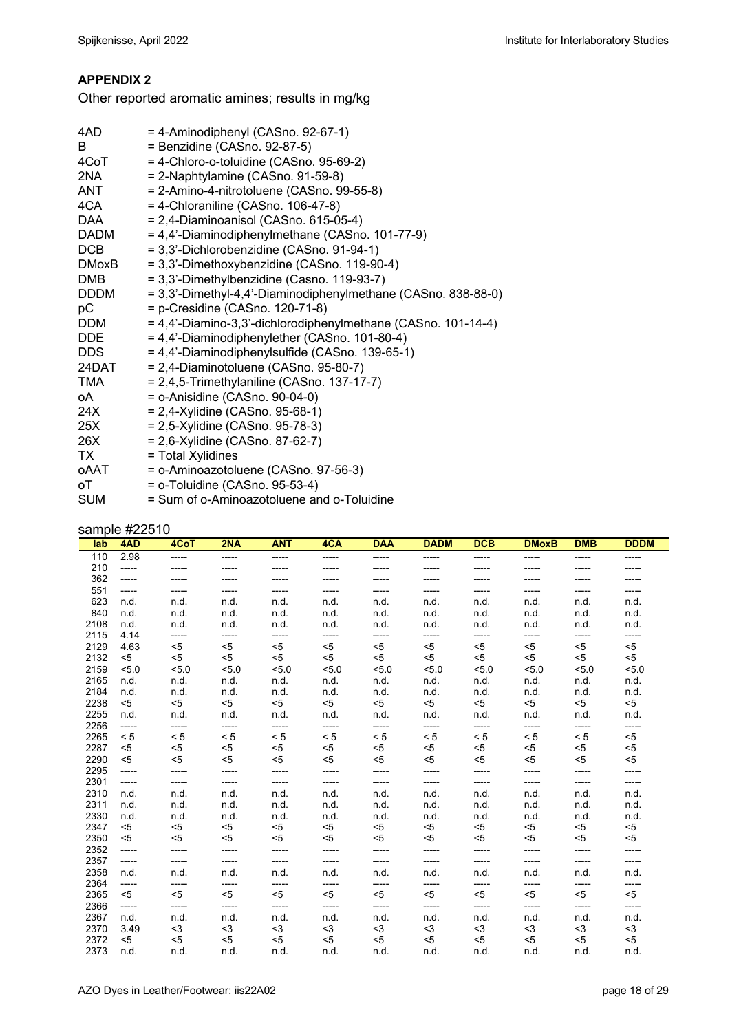## APPENDIX 2

Other reported aromatic amines; results in mg/kg

| | |
|---|---|
| 4AD | = 4-Aminodiphenyl (CASno. 92-67-1) |
| B | = Benzidine (CASno. 92-87-5) |
| 4CoT | = 4-Chloro-o-toluidine (CASno. 95-69-2) |
| 2NA | = 2-Naphtylamine (CASno. 91-59-8) |
| ANT | = 2-Amino-4-nitrotoluene (CASno. 99-55-8) |
| 4CA | = 4-Chloraniline (CASno. 106-47-8) |
| DAA | = 2,4-Diaminoanisol (CASno. 615-05-4) |
| DADM | = 4,4'-Diaminodiphenylmethane (CASno. 101-77-9) |
| DCB | = 3,3'-Dichlorobenzidine (CASno. 91-94-1) |
| DMoxB | = 3,3'-Dimethoxybenzidine (CASno. 119-90-4) |
| DMB | = 3,3'-Dimethylbenzidine (Casno. 119-93-7) |
| DDDM | = 3,3'-Dimethyl-4,4'-Diaminodiphenylmethane (CASno. 838-88-0) |
| pC | = p-Cresidine (CASno. 120-71-8) |
| DDM | = 4,4'-Diamino-3,3'-dichlorodiphenylmethane (CASno. 101-14-4) |
| DDE | = 4,4'-Diaminodiphenylether (CASno. 101-80-4) |
| DDS | = 4,4'-Diaminodiphenylsulfide (CASno. 139-65-1) |
| 24DAT | = 2,4-Diaminotoluene (CASno. 95-80-7) |
| TMA | = 2,4,5-Trimethylaniline (CASno. 137-17-7) |
| oA | = o-Anisidine (CASno. 90-04-0) |
| 24X | = 2,4-Xylidine (CASno. 95-68-1) |
| 25X | = 2,5-Xylidine (CASno. 95-78-3) |
| 26X | = 2,6-Xylidine (CASno. 87-62-7) |
| TX | = Total Xylidines |
| oAAT | = o-Aminoazotoluene (CASno. 97-56-3) |
| oT | = o-Toluidine (CASno. 95-53-4) |
| SUM | = Sum of o-Aminoazotoluene and o-Toluidine |

sample #22510

| lab | 4AD | 4CoT | 2NA | ANT | 4CA | DAA | DADM | DCB | DMoxB | DMB | DDDM |
|---|---|---|---|---|---|---|---|---|---|---|---|
| 110 | 2.98 | ----- | ----- | ----- | ----- | ----- | ----- | ----- | ----- | ----- | ----- |
| 210 | ----- | ----- | ----- | ----- | ----- | ----- | ----- | ----- | ----- | ----- | ----- |
| 362 | ----- | ----- | ----- | ----- | ----- | ----- | ----- | ----- | ----- | ----- | ----- |
| 551 | ----- | ----- | ----- | ----- | ----- | ----- | ----- | ----- | ----- | ----- | ----- |
| 623 | n.d. | n.d. | n.d. | n.d. | n.d. | n.d. | n.d. | n.d. | n.d. | n.d. | n.d. |
| 840 | n.d. | n.d. | n.d. | n.d. | n.d. | n.d. | n.d. | n.d. | n.d. | n.d. | n.d. |
| 2108 | n.d. | n.d. | n.d. | n.d. | n.d. | n.d. | n.d. | n.d. | n.d. | n.d. | n.d. |
| 2115 | 4.14 | ----- | ----- | ----- | ----- | ----- | ----- | ----- | ----- | ----- | ----- |
| 2129 | 4.63 | <5 | <5 | <5 | <5 | <5 | <5 | <5 | <5 | <5 | <5 |
| 2132 | <5 | <5 | <5 | <5 | <5 | <5 | <5 | <5 | <5 | <5 | <5 |
| 2159 | <5.0 | <5.0 | <5.0 | <5.0 | <5.0 | <5.0 | <5.0 | <5.0 | <5.0 | <5.0 | <5.0 |
| 2165 | n.d. | n.d. | n.d. | n.d. | n.d. | n.d. | n.d. | n.d. | n.d. | n.d. | n.d. |
| 2184 | n.d. | n.d. | n.d. | n.d. | n.d. | n.d. | n.d. | n.d. | n.d. | n.d. | n.d. |
| 2238 | <5 | <5 | <5 | <5 | <5 | <5 | <5 | <5 | <5 | <5 | <5 |
| 2255 | n.d. | n.d. | n.d. | n.d. | n.d. | n.d. | n.d. | n.d. | n.d. | n.d. | n.d. |
| 2256 | ----- | ----- | ----- | ----- | ----- | ----- | ----- | ----- | ----- | ----- | ----- |
| 2265 | < 5 | < 5 | < 5 | < 5 | < 5 | < 5 | < 5 | < 5 | < 5 | < 5 | <5 |
| 2287 | <5 | <5 | <5 | <5 | <5 | <5 | <5 | <5 | <5 | <5 | <5 |
| 2290 | <5 | <5 | <5 | <5 | <5 | <5 | <5 | <5 | <5 | <5 | <5 |
| 2295 | ----- | ----- | ----- | ----- | ----- | ----- | ----- | ----- | ----- | ----- | ----- |
| 2301 | ----- | ----- | ----- | ----- | ----- | ----- | ----- | ----- | ----- | ----- | ----- |
| 2310 | n.d. | n.d. | n.d. | n.d. | n.d. | n.d. | n.d. | n.d. | n.d. | n.d. | n.d. |
| 2311 | n.d. | n.d. | n.d. | n.d. | n.d. | n.d. | n.d. | n.d. | n.d. | n.d. | n.d. |
| 2330 | n.d. | n.d. | n.d. | n.d. | n.d. | n.d. | n.d. | n.d. | n.d. | n.d. | n.d. |
| 2347 | <5 | <5 | <5 | <5 | <5 | <5 | <5 | <5 | <5 | <5 | <5 |
| 2350 | <5 | <5 | <5 | <5 | <5 | <5 | <5 | <5 | <5 | <5 | <5 |
| 2352 | ----- | ----- | ----- | ----- | ----- | ----- | ----- | ----- | ----- | ----- | ----- |
| 2357 | ----- | ----- | ----- | ----- | ----- | ----- | ----- | ----- | ----- | ----- | ----- |
| 2358 | n.d. | n.d. | n.d. | n.d. | n.d. | n.d. | n.d. | n.d. | n.d. | n.d. | n.d. |
| 2364 | ----- | ----- | ----- | ----- | ----- | ----- | ----- | ----- | ----- | ----- | ----- |
| 2365 | <5 | <5 | <5 | <5 | <5 | <5 | <5 | <5 | <5 | <5 | <5 |
| 2366 | ----- | ----- | ----- | ----- | ----- | ----- | ----- | ----- | ----- | ----- | ----- |
| 2367 | n.d. | n.d. | n.d. | n.d. | n.d. | n.d. | n.d. | n.d. | n.d. | n.d. | n.d. |
| 2370 | 3.49 | <3 | <3 | <3 | <3 | <3 | <3 | <3 | <3 | <3 | <3 |
| 2372 | <5 | <5 | <5 | <5 | <5 | <5 | <5 | <5 | <5 | <5 | <5 |
| 2373 | n.d. | n.d. | n.d. | n.d. | n.d. | n.d. | n.d. | n.d. | n.d. | n.d. | n.d. |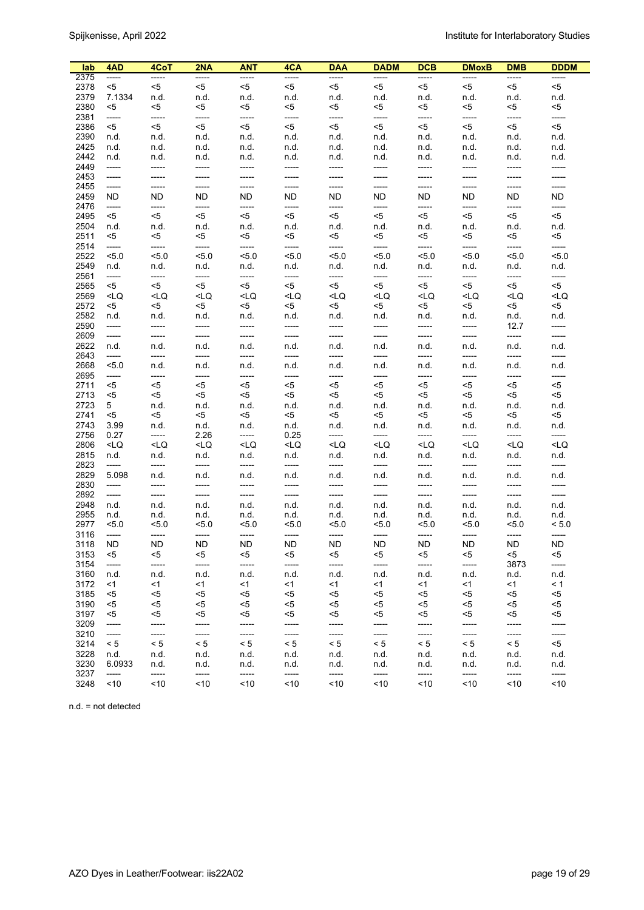| lab | 4AD | 4CoT | 2NA | ANT | 4CA | DAA | DADM | DCB | DMoxB | DMB | DDDM |
|---|---|---|---|---|---|---|---|---|---|---|---|
| 2375 | ----- | ----- | ----- | ----- | ----- | ----- | ----- | ----- | ----- | ----- | ----- |
| 2378 | <5 | <5 | <5 | <5 | <5 | <5 | <5 | <5 | <5 | <5 | <5 |
| 2379 | 7.1334 | n.d. | n.d. | n.d. | n.d. | n.d. | n.d. | n.d. | n.d. | n.d. | n.d. |
| 2380 | <5 | <5 | <5 | <5 | <5 | <5 | <5 | <5 | <5 | <5 | <5 |
| 2381 | ----- | ----- | ----- | ----- | ----- | ----- | ----- | ----- | ----- | ----- | ----- |
| 2386 | <5 | <5 | <5 | <5 | <5 | <5 | <5 | <5 | <5 | <5 | <5 |
| 2390 | n.d. | n.d. | n.d. | n.d. | n.d. | n.d. | n.d. | n.d. | n.d. | n.d. | n.d. |
| 2425 | n.d. | n.d. | n.d. | n.d. | n.d. | n.d. | n.d. | n.d. | n.d. | n.d. | n.d. |
| 2442 | n.d. | n.d. | n.d. | n.d. | n.d. | n.d. | n.d. | n.d. | n.d. | n.d. | n.d. |
| 2449 | ----- | ----- | ----- | ----- | ----- | ----- | ----- | ----- | ----- | ----- | ----- |
| 2453 | ----- | ----- | ----- | ----- | ----- | ----- | ----- | ----- | ----- | ----- | ----- |
| 2455 | ----- | ----- | ----- | ----- | ----- | ----- | ----- | ----- | ----- | ----- | ----- |
| 2459 | ND | ND | ND | ND | ND | ND | ND | ND | ND | ND | ND |
| 2476 | ----- | ----- | ----- | ----- | ----- | ----- | ----- | ----- | ----- | ----- | ----- |
| 2495 | <5 | <5 | <5 | <5 | <5 | <5 | <5 | <5 | <5 | <5 | <5 |
| 2504 | n.d. | n.d. | n.d. | n.d. | n.d. | n.d. | n.d. | n.d. | n.d. | n.d. | n.d. |
| 2511 | <5 | <5 | <5 | <5 | <5 | <5 | <5 | <5 | <5 | <5 | <5 |
| 2514 | ----- | ----- | ----- | ----- | ----- | ----- | ----- | ----- | ----- | ----- | ----- |
| 2522 | <5.0 | <5.0 | <5.0 | <5.0 | <5.0 | <5.0 | <5.0 | <5.0 | <5.0 | <5.0 | <5.0 |
| 2549 | n.d. | n.d. | n.d. | n.d. | n.d. | n.d. | n.d. | n.d. | n.d. | n.d. | n.d. |
| 2561 | ----- | ----- | ----- | ----- | ----- | ----- | ----- | ----- | ----- | ----- | ----- |
| 2565 | <5 | <5 | <5 | <5 | <5 | <5 | <5 | <5 | <5 | <5 | <5 |
| 2569 | <LQ | <LQ | <LQ | <LQ | <LQ | <LQ | <LQ | <LQ | <LQ | <LQ | <LQ |
| 2572 | <5 | <5 | <5 | <5 | <5 | <5 | <5 | <5 | <5 | <5 | <5 |
| 2582 | n.d. | n.d. | n.d. | n.d. | n.d. | n.d. | n.d. | n.d. | n.d. | n.d. | n.d. |
| 2590 | ----- | ----- | ----- | ----- | ----- | ----- | ----- | ----- | ----- | 12.7 | ----- |
| 2609 | ----- | ----- | ----- | ----- | ----- | ----- | ----- | ----- | ----- | ----- | ----- |
| 2622 | n.d. | n.d. | n.d. | n.d. | n.d. | n.d. | n.d. | n.d. | n.d. | n.d. | n.d. |
| 2643 | ----- | ----- | ----- | ----- | ----- | ----- | ----- | ----- | ----- | ----- | ----- |
| 2668 | <5.0 | n.d. | n.d. | n.d. | n.d. | n.d. | n.d. | n.d. | n.d. | n.d. | n.d. |
| 2695 | ----- | ----- | ----- | ----- | ----- | ----- | ----- | ----- | ----- | ----- | ----- |
| 2711 | <5 | <5 | <5 | <5 | <5 | <5 | <5 | <5 | <5 | <5 | <5 |
| 2713 | <5 | <5 | <5 | <5 | <5 | <5 | <5 | <5 | <5 | <5 | <5 |
| 2723 | 5 | n.d. | n.d. | n.d. | n.d. | n.d. | n.d. | n.d. | n.d. | n.d. | n.d. |
| 2741 | <5 | <5 | <5 | <5 | <5 | <5 | <5 | <5 | <5 | <5 | <5 |
| 2743 | 3.99 | n.d. | n.d. | n.d. | n.d. | n.d. | n.d. | n.d. | n.d. | n.d. | n.d. |
| 2756 | 0.27 | ----- | 2.26 | ----- | 0.25 | ----- | ----- | ----- | ----- | ----- | ----- |
| 2806 | <LQ | <LQ | <LQ | <LQ | <LQ | <LQ | <LQ | <LQ | <LQ | <LQ | <LQ |
| 2815 | n.d. | n.d. | n.d. | n.d. | n.d. | n.d. | n.d. | n.d. | n.d. | n.d. | n.d. |
| 2823 | ----- | ----- | ----- | ----- | ----- | ----- | ----- | ----- | ----- | ----- | ----- |
| 2829 | 5.098 | n.d. | n.d. | n.d. | n.d. | n.d. | n.d. | n.d. | n.d. | n.d. | n.d. |
| 2830 | ----- | ----- | ----- | ----- | ----- | ----- | ----- | ----- | ----- | ----- | ----- |
| 2892 | ----- | ----- | ----- | ----- | ----- | ----- | ----- | ----- | ----- | ----- | ----- |
| 2948 | n.d. | n.d. | n.d. | n.d. | n.d. | n.d. | n.d. | n.d. | n.d. | n.d. | n.d. |
| 2955 | n.d. | n.d. | n.d. | n.d. | n.d. | n.d. | n.d. | n.d. | n.d. | n.d. | n.d. |
| 2977 | <5.0 | <5.0 | <5.0 | <5.0 | <5.0 | <5.0 | <5.0 | <5.0 | <5.0 | <5.0 | < 5.0 |
| 3116 | ----- | ----- | ----- | ----- | ----- | ----- | ----- | ----- | ----- | ----- | ----- |
| 3118 | ND | ND | ND | ND | ND | ND | ND | ND | ND | ND | ND |
| 3153 | <5 | <5 | <5 | <5 | <5 | <5 | <5 | <5 | <5 | <5 | <5 |
| 3154 | ----- | ----- | ----- | ----- | ----- | ----- | ----- | ----- | ----- | 3873 | ----- |
| 3160 | n.d. | n.d. | n.d. | n.d. | n.d. | n.d. | n.d. | n.d. | n.d. | n.d. | n.d. |
| 3172 | <1 | <1 | <1 | <1 | <1 | <1 | <1 | <1 | <1 | <1 | < 1 |
| 3185 | <5 | <5 | <5 | <5 | <5 | <5 | <5 | <5 | <5 | <5 | <5 |
| 3190 | <5 | <5 | <5 | <5 | <5 | <5 | <5 | <5 | <5 | <5 | <5 |
| 3197 | <5 | <5 | <5 | <5 | <5 | <5 | <5 | <5 | <5 | <5 | <5 |
| 3209 | ----- | ----- | ----- | ----- | ----- | ----- | ----- | ----- | ----- | ----- | ----- |
| 3210 | ----- | ----- | ----- | ----- | ----- | ----- | ----- | ----- | ----- | ----- | ----- |
| 3214 | < 5 | < 5 | < 5 | < 5 | < 5 | < 5 | < 5 | < 5 | < 5 | < 5 | <5 |
| 3228 | n.d. | n.d. | n.d. | n.d. | n.d. | n.d. | n.d. | n.d. | n.d. | n.d. | n.d. |
| 3230 | 6.0933 | n.d. | n.d. | n.d. | n.d. | n.d. | n.d. | n.d. | n.d. | n.d. | n.d. |
| 3237 | ----- | ----- | ----- | ----- | ----- | ----- | ----- | ----- | ----- | ----- | ----- |
| 3248 | <10 | <10 | <10 | <10 | <10 | <10 | <10 | <10 | <10 | <10 | <10 |

n.d. = not detected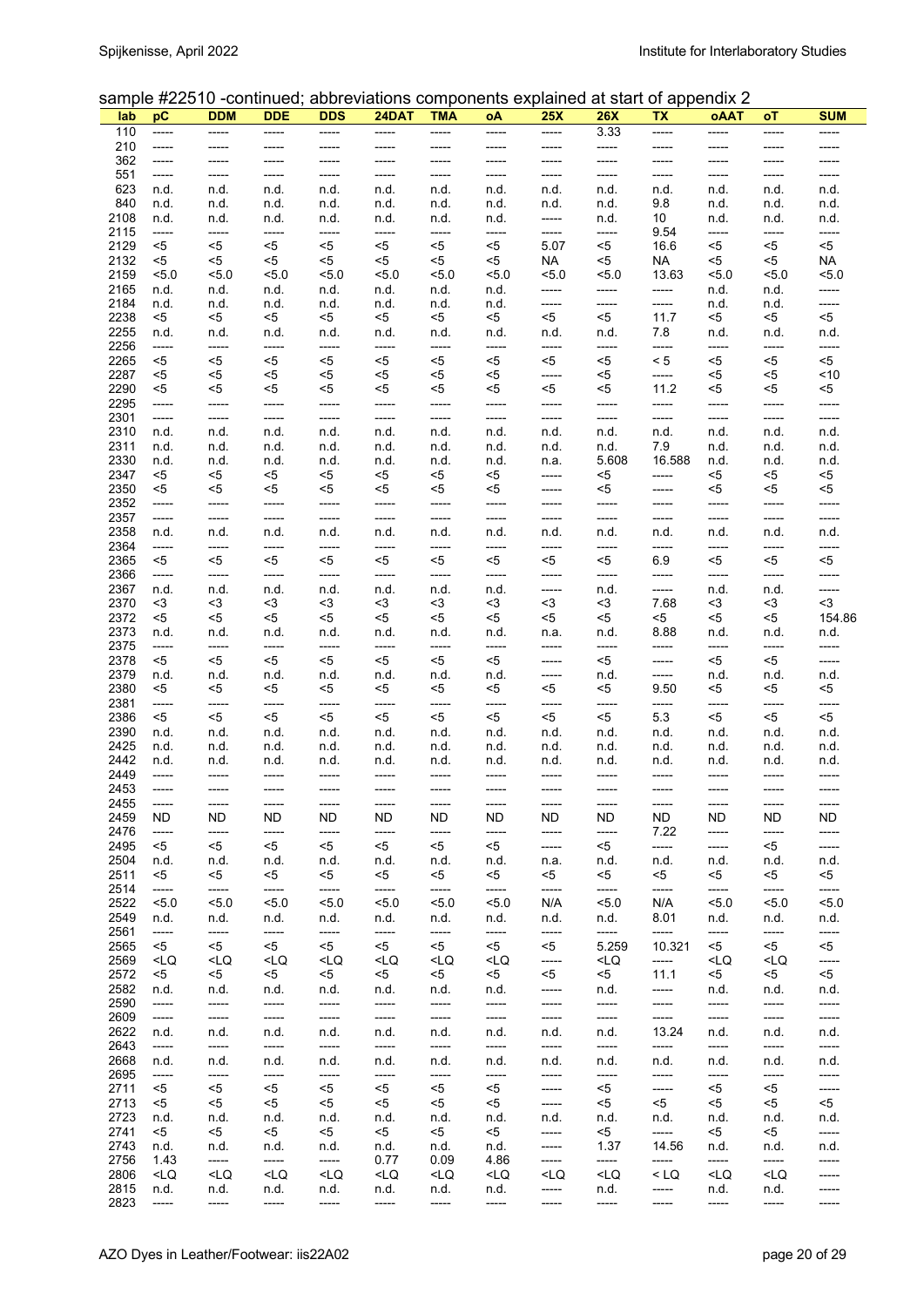sample #22510 -continued; abbreviations components explained at start of appendix 2

| lab | pC | DDM | DDE | DDS | 24DAT | TMA | oA | 25X | 26X | TX | oAAT | oT | SUM |
|---|---|---|---|---|---|---|---|---|---|---|---|---|---|
| 110 | ----- | ----- | ----- | ----- | ----- | ----- | ----- | ----- | 3.33 | ----- | ----- | ----- | ----- |
| 210 | ----- | ----- | ----- | ----- | ----- | ----- | ----- | ----- | ----- | ----- | ----- | ----- | ----- |
| 362 | ----- | ----- | ----- | ----- | ----- | ----- | ----- | ----- | ----- | ----- | ----- | ----- | ----- |
| 551 | ----- | ----- | ----- | ----- | ----- | ----- | ----- | ----- | ----- | ----- | ----- | ----- | ----- |
| 623 | n.d. | n.d. | n.d. | n.d. | n.d. | n.d. | n.d. | n.d. | n.d. | n.d. | n.d. | n.d. | n.d. |
| 840 | n.d. | n.d. | n.d. | n.d. | n.d. | n.d. | n.d. | n.d. | n.d. | 9.8 | n.d. | n.d. | n.d. |
| 2108 | n.d. | n.d. | n.d. | n.d. | n.d. | n.d. | n.d. | ----- | n.d. | 10 | n.d. | n.d. | n.d. |
| 2115 | ----- | ----- | ----- | ----- | ----- | ----- | ----- | ----- | ----- | 9.54 | ----- | ----- | ----- |
| 2129 | <5 | <5 | <5 | <5 | <5 | <5 | <5 | 5.07 | <5 | 16.6 | <5 | <5 | <5 |
| 2132 | <5 | <5 | <5 | <5 | <5 | <5 | <5 | NA | <5 | NA | <5 | <5 | NA |
| 2159 | <5.0 | <5.0 | <5.0 | <5.0 | <5.0 | <5.0 | <5.0 | <5.0 | <5.0 | 13.63 | <5.0 | <5.0 | <5.0 |
| 2165 | n.d. | n.d. | n.d. | n.d. | n.d. | n.d. | n.d. | ----- | ----- | ----- | n.d. | n.d. | ----- |
| 2184 | n.d. | n.d. | n.d. | n.d. | n.d. | n.d. | n.d. | ----- | ----- | ----- | n.d. | n.d. | ----- |
| 2238 | <5 | <5 | <5 | <5 | <5 | <5 | <5 | <5 | <5 | 11.7 | <5 | <5 | <5 |
| 2255 | n.d. | n.d. | n.d. | n.d. | n.d. | n.d. | n.d. | n.d. | n.d. | 7.8 | n.d. | n.d. | n.d. |
| 2256 | ----- | ----- | ----- | ----- | ----- | ----- | ----- | ----- | ----- | ----- | ----- | ----- | ----- |
| 2265 | <5 | <5 | <5 | <5 | <5 | <5 | <5 | <5 | <5 | < 5 | <5 | <5 | <5 |
| 2287 | <5 | <5 | <5 | <5 | <5 | <5 | <5 | ----- | <5 | ----- | <5 | <5 | <10 |
| 2290 | <5 | <5 | <5 | <5 | <5 | <5 | <5 | <5 | <5 | 11.2 | <5 | <5 | <5 |
| 2295 | ----- | ----- | ----- | ----- | ----- | ----- | ----- | ----- | ----- | ----- | ----- | ----- | ----- |
| 2301 | ----- | ----- | ----- | ----- | ----- | ----- | ----- | ----- | ----- | ----- | ----- | ----- | ----- |
| 2310 | n.d. | n.d. | n.d. | n.d. | n.d. | n.d. | n.d. | n.d. | n.d. | n.d. | n.d. | n.d. | n.d. |
| 2311 | n.d. | n.d. | n.d. | n.d. | n.d. | n.d. | n.d. | n.d. | n.d. | 7.9 | n.d. | n.d. | n.d. |
| 2330 | n.d. | n.d. | n.d. | n.d. | n.d. | n.d. | n.d. | n.a. | 5.608 | 16.588 | n.d. | n.d. | n.d. |
| 2347 | <5 | <5 | <5 | <5 | <5 | <5 | <5 | ----- | <5 | ----- | <5 | <5 | <5 |
| 2350 | <5 | <5 | <5 | <5 | <5 | <5 | <5 | ----- | <5 | ----- | <5 | <5 | <5 |
| 2352 | ----- | ----- | ----- | ----- | ----- | ----- | ----- | ----- | ----- | ----- | ----- | ----- | ----- |
| 2357 | ----- | ----- | ----- | ----- | ----- | ----- | ----- | ----- | ----- | ----- | ----- | ----- | ----- |
| 2358 | n.d. | n.d. | n.d. | n.d. | n.d. | n.d. | n.d. | n.d. | n.d. | n.d. | n.d. | n.d. | n.d. |
| 2364 | ----- | ----- | ----- | ----- | ----- | ----- | ----- | ----- | ----- | ----- | ----- | ----- | ----- |
| 2365 | <5 | <5 | <5 | <5 | <5 | <5 | <5 | <5 | <5 | 6.9 | <5 | <5 | <5 |
| 2366 | ----- | ----- | ----- | ----- | ----- | ----- | ----- | ----- | ----- | ----- | ----- | ----- | ----- |
| 2367 | n.d. | n.d. | n.d. | n.d. | n.d. | n.d. | n.d. | ----- | n.d. | ----- | n.d. | n.d. | ----- |
| 2370 | <3 | <3 | <3 | <3 | <3 | <3 | <3 | <3 | <3 | 7.68 | <3 | <3 | <3 |
| 2372 | <5 | <5 | <5 | <5 | <5 | <5 | <5 | <5 | <5 | <5 | <5 | <5 | 154.86 |
| 2373 | n.d. | n.d. | n.d. | n.d. | n.d. | n.d. | n.d. | n.a. | n.d. | 8.88 | n.d. | n.d. | n.d. |
| 2375 | ----- | ----- | ----- | ----- | ----- | ----- | ----- | ----- | ----- | ----- | ----- | ----- | ----- |
| 2378 | <5 | <5 | <5 | <5 | <5 | <5 | <5 | ----- | <5 | ----- | <5 | <5 | ----- |
| 2379 | n.d. | n.d. | n.d. | n.d. | n.d. | n.d. | n.d. | ----- | n.d. | ----- | n.d. | n.d. | n.d. |
| 2380 | <5 | <5 | <5 | <5 | <5 | <5 | <5 | <5 | <5 | 9.50 | <5 | <5 | <5 |
| 2381 | ----- | ----- | ----- | ----- | ----- | ----- | ----- | ----- | ----- | ----- | ----- | ----- | ----- |
| 2386 | <5 | <5 | <5 | <5 | <5 | <5 | <5 | <5 | <5 | 5.3 | <5 | <5 | <5 |
| 2390 | n.d. | n.d. | n.d. | n.d. | n.d. | n.d. | n.d. | n.d. | n.d. | n.d. | n.d. | n.d. | n.d. |
| 2425 | n.d. | n.d. | n.d. | n.d. | n.d. | n.d. | n.d. | n.d. | n.d. | n.d. | n.d. | n.d. | n.d. |
| 2442 | n.d. | n.d. | n.d. | n.d. | n.d. | n.d. | n.d. | n.d. | n.d. | n.d. | n.d. | n.d. | n.d. |
| 2449 | ----- | ----- | ----- | ----- | ----- | ----- | ----- | ----- | ----- | ----- | ----- | ----- | ----- |
| 2453 | ----- | ----- | ----- | ----- | ----- | ----- | ----- | ----- | ----- | ----- | ----- | ----- | ----- |
| 2455 | ----- | ----- | ----- | ----- | ----- | ----- | ----- | ----- | ----- | ----- | ----- | ----- | ----- |
| 2459 | ND | ND | ND | ND | ND | ND | ND | ND | ND | ND | ND | ND | ND |
| 2476 | ----- | ----- | ----- | ----- | ----- | ----- | ----- | ----- | ----- | 7.22 | ----- | ----- | ----- |
| 2495 | <5 | <5 | <5 | <5 | <5 | <5 | <5 | ----- | <5 | ----- | ----- | <5 | ----- |
| 2504 | n.d. | n.d. | n.d. | n.d. | n.d. | n.d. | n.d. | n.a. | n.d. | n.d. | n.d. | n.d. | n.d. |
| 2511 | <5 | <5 | <5 | <5 | <5 | <5 | <5 | <5 | <5 | <5 | <5 | <5 | <5 |
| 2514 | ----- | ----- | ----- | ----- | ----- | ----- | ----- | ----- | ----- | ----- | ----- | ----- | ----- |
| 2522 | <5.0 | <5.0 | <5.0 | <5.0 | <5.0 | <5.0 | <5.0 | N/A | <5.0 | N/A | <5.0 | <5.0 | <5.0 |
| 2549 | n.d. | n.d. | n.d. | n.d. | n.d. | n.d. | n.d. | n.d. | n.d. | 8.01 | n.d. | n.d. | n.d. |
| 2561 | ----- | ----- | ----- | ----- | ----- | ----- | ----- | ----- | ----- | ----- | ----- | ----- | ----- |
| 2565 | <5 | <5 | <5 | <5 | <5 | <5 | <5 | <5 | 5.259 | 10.321 | <5 | <5 | <5 |
| 2569 | <LQ | <LQ | <LQ | <LQ | <LQ | <LQ | <LQ | ----- | <LQ | ----- | <LQ | <LQ | ----- |
| 2572 | <5 | <5 | <5 | <5 | <5 | <5 | <5 | <5 | <5 | 11.1 | <5 | <5 | <5 |
| 2582 | n.d. | n.d. | n.d. | n.d. | n.d. | n.d. | n.d. | ----- | n.d. | ----- | n.d. | n.d. | n.d. |
| 2590 | ----- | ----- | ----- | ----- | ----- | ----- | ----- | ----- | ----- | ----- | ----- | ----- | ----- |
| 2609 | ----- | ----- | ----- | ----- | ----- | ----- | ----- | ----- | ----- | ----- | ----- | ----- | ----- |
| 2622 | n.d. | n.d. | n.d. | n.d. | n.d. | n.d. | n.d. | n.d. | n.d. | 13.24 | n.d. | n.d. | n.d. |
| 2643 | ----- | ----- | ----- | ----- | ----- | ----- | ----- | ----- | ----- | ----- | ----- | ----- | ----- |
| 2668 | n.d. | n.d. | n.d. | n.d. | n.d. | n.d. | n.d. | n.d. | n.d. | n.d. | n.d. | n.d. | n.d. |
| 2695 | ----- | ----- | ----- | ----- | ----- | ----- | ----- | ----- | ----- | ----- | ----- | ----- | ----- |
| 2711 | <5 | <5 | <5 | <5 | <5 | <5 | <5 | ----- | <5 | ----- | <5 | <5 | ----- |
| 2713 | <5 | <5 | <5 | <5 | <5 | <5 | <5 | ----- | <5 | <5 | <5 | <5 | <5 |
| 2723 | n.d. | n.d. | n.d. | n.d. | n.d. | n.d. | n.d. | n.d. | n.d. | n.d. | n.d. | n.d. | n.d. |
| 2741 | <5 | <5 | <5 | <5 | <5 | <5 | <5 | ----- | <5 | ----- | <5 | <5 | ----- |
| 2743 | n.d. | n.d. | n.d. | n.d. | n.d. | n.d. | n.d. | ----- | 1.37 | 14.56 | n.d. | n.d. | n.d. |
| 2756 | 1.43 | ----- | ----- | ----- | 0.77 | 0.09 | 4.86 | ----- | ----- | ----- | ----- | ----- | ----- |
| 2806 | <LQ | <LQ | <LQ | <LQ | <LQ | <LQ | <LQ | <LQ | <LQ | < LQ | <LQ | <LQ | ----- |
| 2815 | n.d. | n.d. | n.d. | n.d. | n.d. | n.d. | n.d. | ----- | n.d. | ----- | n.d. | n.d. | ----- |
| 2823 | ----- | ----- | ----- | ----- | ----- | ----- | ----- | ----- | ----- | ----- | ----- | ----- | ----- |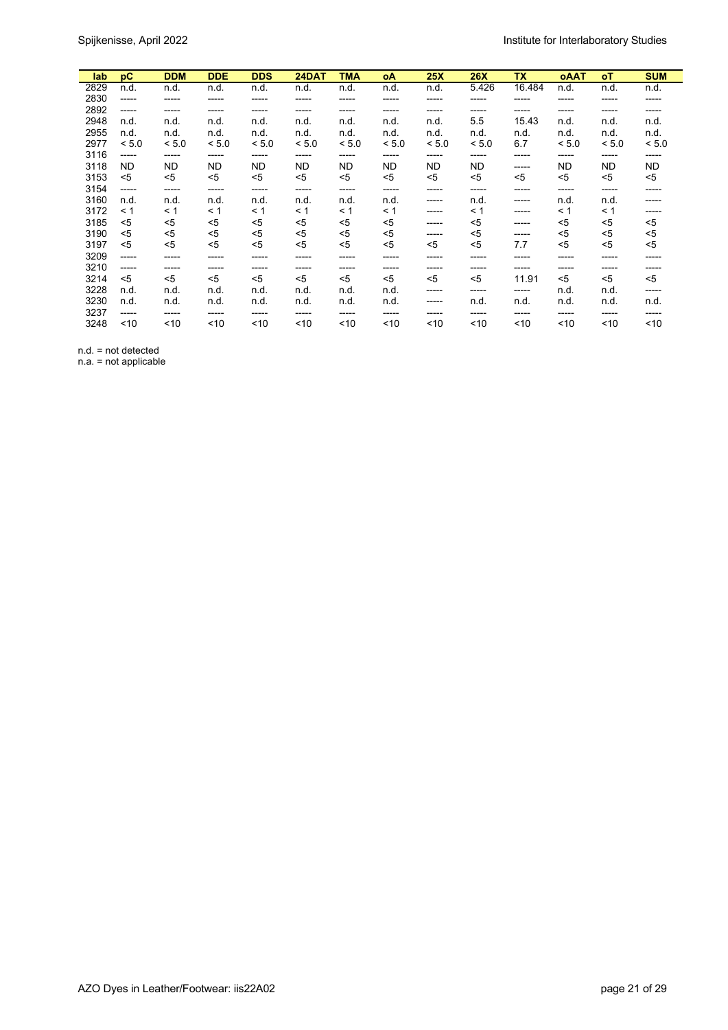| lab | pC | DDM | DDE | DDS | 24DAT | TMA | oA | 25X | 26X | TX | oAAT | oT | SUM |
|---|---|---|---|---|---|---|---|---|---|---|---|---|---|
| 2829 | n.d. | n.d. | n.d. | n.d. | n.d. | n.d. | n.d. | n.d. | 5.426 | 16.484 | n.d. | n.d. | n.d. |
| 2830 | ----- | ----- | ----- | ----- | ----- | ----- | ----- | ----- | ----- | ----- | ----- | ----- | ----- |
| 2892 | ----- | ----- | ----- | ----- | ----- | ----- | ----- | ----- | ----- | ----- | ----- | ----- | ----- |
| 2948 | n.d. | n.d. | n.d. | n.d. | n.d. | n.d. | n.d. | n.d. | 5.5 | 15.43 | n.d. | n.d. | n.d. |
| 2955 | n.d. | n.d. | n.d. | n.d. | n.d. | n.d. | n.d. | n.d. | n.d. | n.d. | n.d. | n.d. | n.d. |
| 2977 | < 5.0 | < 5.0 | < 5.0 | < 5.0 | < 5.0 | < 5.0 | < 5.0 | < 5.0 | < 5.0 | 6.7 | < 5.0 | < 5.0 | < 5.0 |
| 3116 | ----- | ----- | ----- | ----- | ----- | ----- | ----- | ----- | ----- | ----- | ----- | ----- | ----- |
| 3118 | ND | ND | ND | ND | ND | ND | ND | ND | ND | ----- | ND | ND | ND |
| 3153 | <5 | <5 | <5 | <5 | <5 | <5 | <5 | <5 | <5 | <5 | <5 | <5 | <5 |
| 3154 | ----- | ----- | ----- | ----- | ----- | ----- | ----- | ----- | ----- | ----- | ----- | ----- | ----- |
| 3160 | n.d. | n.d. | n.d. | n.d. | n.d. | n.d. | n.d. | ----- | n.d. | ----- | n.d. | n.d. | ----- |
| 3172 | < 1 | < 1 | < 1 | < 1 | < 1 | < 1 | < 1 | ----- | < 1 | ----- | < 1 | < 1 | ----- |
| 3185 | <5 | <5 | <5 | <5 | <5 | <5 | <5 | ----- | <5 | ----- | <5 | <5 | <5 |
| 3190 | <5 | <5 | <5 | <5 | <5 | <5 | <5 | ----- | <5 | ----- | <5 | <5 | <5 |
| 3197 | <5 | <5 | <5 | <5 | <5 | <5 | <5 | <5 | <5 | 7.7 | <5 | <5 | <5 |
| 3209 | ----- | ----- | ----- | ----- | ----- | ----- | ----- | ----- | ----- | ----- | ----- | ----- | ----- |
| 3210 | ----- | ----- | ----- | ----- | ----- | ----- | ----- | ----- | ----- | ----- | ----- | ----- | ----- |
| 3214 | <5 | <5 | <5 | <5 | <5 | <5 | <5 | <5 | <5 | 11.91 | <5 | <5 | <5 |
| 3228 | n.d. | n.d. | n.d. | n.d. | n.d. | n.d. | n.d. | ----- | ----- | ----- | n.d. | n.d. | ----- |
| 3230 | n.d. | n.d. | n.d. | n.d. | n.d. | n.d. | n.d. | ----- | n.d. | n.d. | n.d. | n.d. | n.d. |
| 3237 | ----- | ----- | ----- | ----- | ----- | ----- | ----- | ----- | ----- | ----- | ----- | ----- | ----- |
| 3248 | <10 | <10 | <10 | <10 | <10 | <10 | <10 | <10 | <10 | <10 | <10 | <10 | <10 |

n.d. = not detected
n.a. = not applicable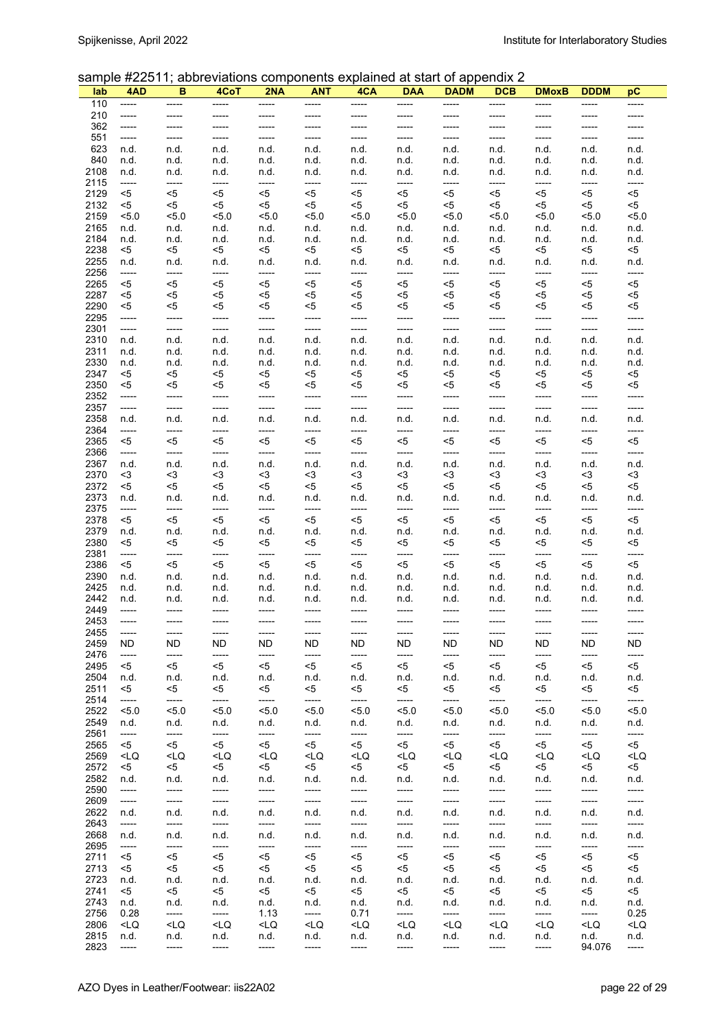sample #22511; abbreviations components explained at start of appendix 2

| lab | 4AD | B | 4CoT | 2NA | ANT | 4CA | DAA | DADM | DCB | DMoxB | DDDM | pC |
|---|---|---|---|---|---|---|---|---|---|---|---|---|
| 110 | ----- | ----- | ----- | ----- | ----- | ----- | ----- | ----- | ----- | ----- | ----- | ----- |
| 210 | ----- | ----- | ----- | ----- | ----- | ----- | ----- | ----- | ----- | ----- | ----- | ----- |
| 362 | ----- | ----- | ----- | ----- | ----- | ----- | ----- | ----- | ----- | ----- | ----- | ----- |
| 551 | ----- | ----- | ----- | ----- | ----- | ----- | ----- | ----- | ----- | ----- | ----- | ----- |
| 623 | n.d. | n.d. | n.d. | n.d. | n.d. | n.d. | n.d. | n.d. | n.d. | n.d. | n.d. | n.d. |
| 840 | n.d. | n.d. | n.d. | n.d. | n.d. | n.d. | n.d. | n.d. | n.d. | n.d. | n.d. | n.d. |
| 2108 | n.d. | n.d. | n.d. | n.d. | n.d. | n.d. | n.d. | n.d. | n.d. | n.d. | n.d. | n.d. |
| 2115 | ----- | ----- | ----- | ----- | ----- | ----- | ----- | ----- | ----- | ----- | ----- | ----- |
| 2129 | <5 | <5 | <5 | <5 | <5 | <5 | <5 | <5 | <5 | <5 | <5 | <5 |
| 2132 | <5 | <5 | <5 | <5 | <5 | <5 | <5 | <5 | <5 | <5 | <5 | <5 |
| 2159 | <5.0 | <5.0 | <5.0 | <5.0 | <5.0 | <5.0 | <5.0 | <5.0 | <5.0 | <5.0 | <5.0 | <5.0 |
| 2165 | n.d. | n.d. | n.d. | n.d. | n.d. | n.d. | n.d. | n.d. | n.d. | n.d. | n.d. | n.d. |
| 2184 | n.d. | n.d. | n.d. | n.d. | n.d. | n.d. | n.d. | n.d. | n.d. | n.d. | n.d. | n.d. |
| 2238 | <5 | <5 | <5 | <5 | <5 | <5 | <5 | <5 | <5 | <5 | <5 | <5 |
| 2255 | n.d. | n.d. | n.d. | n.d. | n.d. | n.d. | n.d. | n.d. | n.d. | n.d. | n.d. | n.d. |
| 2256 | ----- | ----- | ----- | ----- | ----- | ----- | ----- | ----- | ----- | ----- | ----- | ----- |
| 2265 | <5 | <5 | <5 | <5 | <5 | <5 | <5 | <5 | <5 | <5 | <5 | <5 |
| 2287 | <5 | <5 | <5 | <5 | <5 | <5 | <5 | <5 | <5 | <5 | <5 | <5 |
| 2290 | <5 | <5 | <5 | <5 | <5 | <5 | <5 | <5 | <5 | <5 | <5 | <5 |
| 2295 | ----- | ----- | ----- | ----- | ----- | ----- | ----- | ----- | ----- | ----- | ----- | ----- |
| 2301 | ----- | ----- | ----- | ----- | ----- | ----- | ----- | ----- | ----- | ----- | ----- | ----- |
| 2310 | n.d. | n.d. | n.d. | n.d. | n.d. | n.d. | n.d. | n.d. | n.d. | n.d. | n.d. | n.d. |
| 2311 | n.d. | n.d. | n.d. | n.d. | n.d. | n.d. | n.d. | n.d. | n.d. | n.d. | n.d. | n.d. |
| 2330 | n.d. | n.d. | n.d. | n.d. | n.d. | n.d. | n.d. | n.d. | n.d. | n.d. | n.d. | n.d. |
| 2347 | <5 | <5 | <5 | <5 | <5 | <5 | <5 | <5 | <5 | <5 | <5 | <5 |
| 2350 | <5 | <5 | <5 | <5 | <5 | <5 | <5 | <5 | <5 | <5 | <5 | <5 |
| 2352 | ----- | ----- | ----- | ----- | ----- | ----- | ----- | ----- | ----- | ----- | ----- | ----- |
| 2357 | ----- | ----- | ----- | ----- | ----- | ----- | ----- | ----- | ----- | ----- | ----- | ----- |
| 2358 | n.d. | n.d. | n.d. | n.d. | n.d. | n.d. | n.d. | n.d. | n.d. | n.d. | n.d. | n.d. |
| 2364 | ----- | ----- | ----- | ----- | ----- | ----- | ----- | ----- | ----- | ----- | ----- | ----- |
| 2365 | <5 | <5 | <5 | <5 | <5 | <5 | <5 | <5 | <5 | <5 | <5 | <5 |
| 2366 | ----- | ----- | ----- | ----- | ----- | ----- | ----- | ----- | ----- | ----- | ----- | ----- |
| 2367 | n.d. | n.d. | n.d. | n.d. | n.d. | n.d. | n.d. | n.d. | n.d. | n.d. | n.d. | n.d. |
| 2370 | <3 | <3 | <3 | <3 | <3 | <3 | <3 | <3 | <3 | <3 | <3 | <3 |
| 2372 | <5 | <5 | <5 | <5 | <5 | <5 | <5 | <5 | <5 | <5 | <5 | <5 |
| 2373 | n.d. | n.d. | n.d. | n.d. | n.d. | n.d. | n.d. | n.d. | n.d. | n.d. | n.d. | n.d. |
| 2375 | ----- | ----- | ----- | ----- | ----- | ----- | ----- | ----- | ----- | ----- | ----- | ----- |
| 2378 | <5 | <5 | <5 | <5 | <5 | <5 | <5 | <5 | <5 | <5 | <5 | <5 |
| 2379 | n.d. | n.d. | n.d. | n.d. | n.d. | n.d. | n.d. | n.d. | n.d. | n.d. | n.d. | n.d. |
| 2380 | <5 | <5 | <5 | <5 | <5 | <5 | <5 | <5 | <5 | <5 | <5 | <5 |
| 2381 | ----- | ----- | ----- | ----- | ----- | ----- | ----- | ----- | ----- | ----- | ----- | ----- |
| 2386 | <5 | <5 | <5 | <5 | <5 | <5 | <5 | <5 | <5 | <5 | <5 | <5 |
| 2390 | n.d. | n.d. | n.d. | n.d. | n.d. | n.d. | n.d. | n.d. | n.d. | n.d. | n.d. | n.d. |
| 2425 | n.d. | n.d. | n.d. | n.d. | n.d. | n.d. | n.d. | n.d. | n.d. | n.d. | n.d. | n.d. |
| 2442 | n.d. | n.d. | n.d. | n.d. | n.d. | n.d. | n.d. | n.d. | n.d. | n.d. | n.d. | n.d. |
| 2449 | ----- | ----- | ----- | ----- | ----- | ----- | ----- | ----- | ----- | ----- | ----- | ----- |
| 2453 | ----- | ----- | ----- | ----- | ----- | ----- | ----- | ----- | ----- | ----- | ----- | ----- |
| 2455 | ----- | ----- | ----- | ----- | ----- | ----- | ----- | ----- | ----- | ----- | ----- | ----- |
| 2459 | ND | ND | ND | ND | ND | ND | ND | ND | ND | ND | ND | ND |
| 2476 | ----- | ----- | ----- | ----- | ----- | ----- | ----- | ----- | ----- | ----- | ----- | ----- |
| 2495 | <5 | <5 | <5 | <5 | <5 | <5 | <5 | <5 | <5 | <5 | <5 | <5 |
| 2504 | n.d. | n.d. | n.d. | n.d. | n.d. | n.d. | n.d. | n.d. | n.d. | n.d. | n.d. | n.d. |
| 2511 | <5 | <5 | <5 | <5 | <5 | <5 | <5 | <5 | <5 | <5 | <5 | <5 |
| 2514 | ----- | ----- | ----- | ----- | ----- | ----- | ----- | ----- | ----- | ----- | ----- | ----- |
| 2522 | <5.0 | <5.0 | <5.0 | <5.0 | <5.0 | <5.0 | <5.0 | <5.0 | <5.0 | <5.0 | <5.0 | <5.0 |
| 2549 | n.d. | n.d. | n.d. | n.d. | n.d. | n.d. | n.d. | n.d. | n.d. | n.d. | n.d. | n.d. |
| 2561 | ----- | ----- | ----- | ----- | ----- | ----- | ----- | ----- | ----- | ----- | ----- | ----- |
| 2565 | <5 | <5 | <5 | <5 | <5 | <5 | <5 | <5 | <5 | <5 | <5 | <5 |
| 2569 | <LQ | <LQ | <LQ | <LQ | <LQ | <LQ | <LQ | <LQ | <LQ | <LQ | <LQ | <LQ |
| 2572 | <5 | <5 | <5 | <5 | <5 | <5 | <5 | <5 | <5 | <5 | <5 | <5 |
| 2582 | n.d. | n.d. | n.d. | n.d. | n.d. | n.d. | n.d. | n.d. | n.d. | n.d. | n.d. | n.d. |
| 2590 | ----- | ----- | ----- | ----- | ----- | ----- | ----- | ----- | ----- | ----- | ----- | ----- |
| 2609 | ----- | ----- | ----- | ----- | ----- | ----- | ----- | ----- | ----- | ----- | ----- | ----- |
| 2622 | n.d. | n.d. | n.d. | n.d. | n.d. | n.d. | n.d. | n.d. | n.d. | n.d. | n.d. | n.d. |
| 2643 | ----- | ----- | ----- | ----- | ----- | ----- | ----- | ----- | ----- | ----- | ----- | ----- |
| 2668 | n.d. | n.d. | n.d. | n.d. | n.d. | n.d. | n.d. | n.d. | n.d. | n.d. | n.d. | n.d. |
| 2695 | ----- | ----- | ----- | ----- | ----- | ----- | ----- | ----- | ----- | ----- | ----- | ----- |
| 2711 | <5 | <5 | <5 | <5 | <5 | <5 | <5 | <5 | <5 | <5 | <5 | <5 |
| 2713 | <5 | <5 | <5 | <5 | <5 | <5 | <5 | <5 | <5 | <5 | <5 | <5 |
| 2723 | n.d. | n.d. | n.d. | n.d. | n.d. | n.d. | n.d. | n.d. | n.d. | n.d. | n.d. | n.d. |
| 2741 | <5 | <5 | <5 | <5 | <5 | <5 | <5 | <5 | <5 | <5 | <5 | <5 |
| 2743 | n.d. | n.d. | n.d. | n.d. | n.d. | n.d. | n.d. | n.d. | n.d. | n.d. | n.d. | n.d. |
| 2756 | 0.28 | ----- | ----- | 1.13 | ----- | 0.71 | ----- | ----- | ----- | ----- | ----- | 0.25 |
| 2806 | <LQ | <LQ | <LQ | <LQ | <LQ | <LQ | <LQ | <LQ | <LQ | <LQ | <LQ | <LQ |
| 2815 | n.d. | n.d. | n.d. | n.d. | n.d. | n.d. | n.d. | n.d. | n.d. | n.d. | n.d. | n.d. |
| 2823 | ----- | ----- | ----- | ----- | ----- | ----- | ----- | ----- | ----- | ----- | 94.076 | ----- |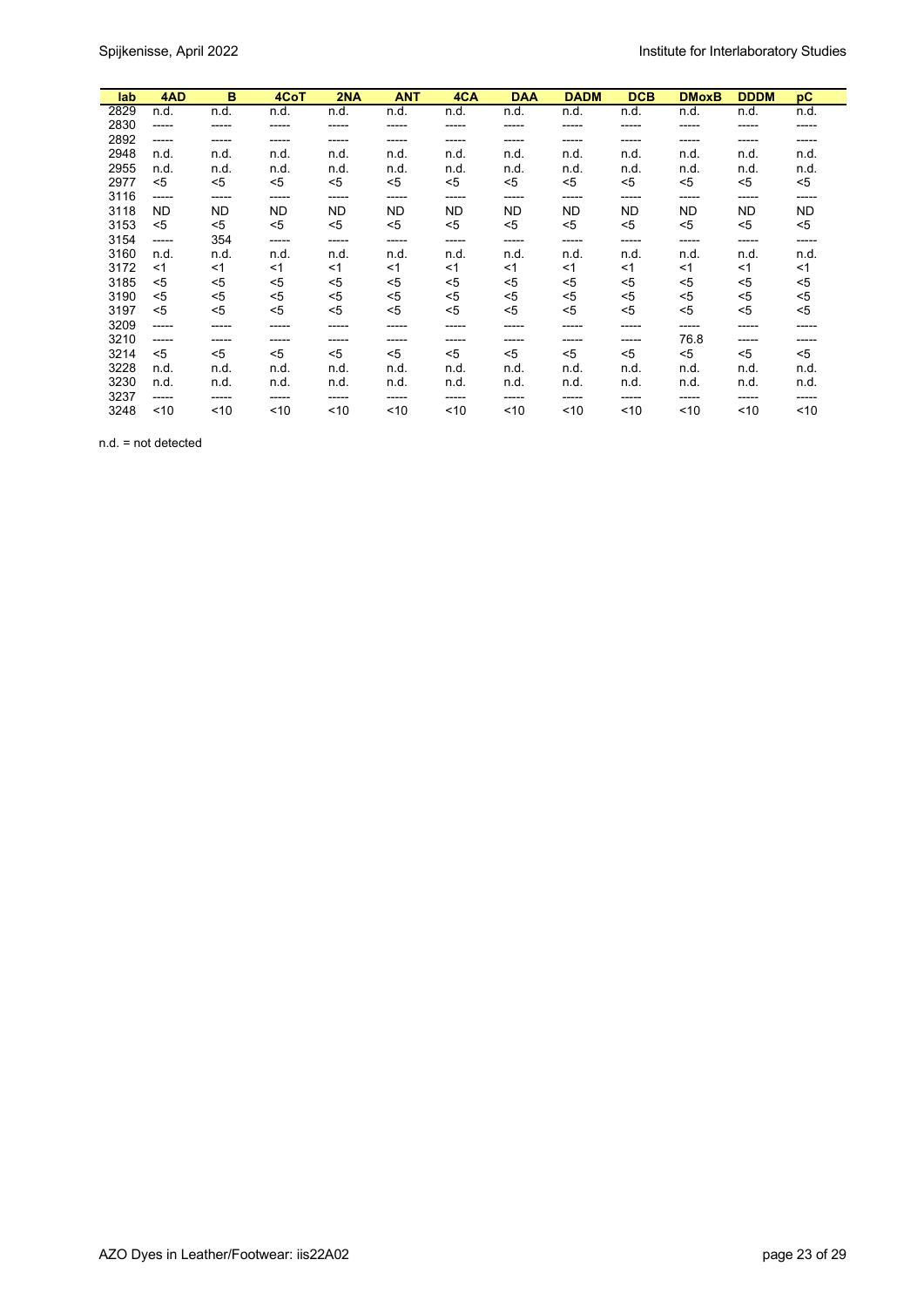| lab | 4AD | B | 4CoT | 2NA | ANT | 4CA | DAA | DADM | DCB | DMoxB | DDDM | pC |
|---|---|---|---|---|---|---|---|---|---|---|---|---|
| 2829 | n.d. | n.d. | n.d. | n.d. | n.d. | n.d. | n.d. | n.d. | n.d. | n.d. | n.d. | n.d. |
| 2830 | ----- | ----- | ----- | ----- | ----- | ----- | ----- | ----- | ----- | ----- | ----- | ----- |
| 2892 | ----- | ----- | ----- | ----- | ----- | ----- | ----- | ----- | ----- | ----- | ----- | ----- |
| 2948 | n.d. | n.d. | n.d. | n.d. | n.d. | n.d. | n.d. | n.d. | n.d. | n.d. | n.d. | n.d. |
| 2955 | n.d. | n.d. | n.d. | n.d. | n.d. | n.d. | n.d. | n.d. | n.d. | n.d. | n.d. | n.d. |
| 2977 | <5 | <5 | <5 | <5 | <5 | <5 | <5 | <5 | <5 | <5 | <5 | <5 |
| 3116 | ----- | ----- | ----- | ----- | ----- | ----- | ----- | ----- | ----- | ----- | ----- | ----- |
| 3118 | ND | ND | ND | ND | ND | ND | ND | ND | ND | ND | ND | ND |
| 3153 | <5 | <5 | <5 | <5 | <5 | <5 | <5 | <5 | <5 | <5 | <5 | <5 |
| 3154 | ----- | 354 | ----- | ----- | ----- | ----- | ----- | ----- | ----- | ----- | ----- | ----- |
| 3160 | n.d. | n.d. | n.d. | n.d. | n.d. | n.d. | n.d. | n.d. | n.d. | n.d. | n.d. | n.d. |
| 3172 | <1 | <1 | <1 | <1 | <1 | <1 | <1 | <1 | <1 | <1 | <1 | <1 |
| 3185 | <5 | <5 | <5 | <5 | <5 | <5 | <5 | <5 | <5 | <5 | <5 | <5 |
| 3190 | <5 | <5 | <5 | <5 | <5 | <5 | <5 | <5 | <5 | <5 | <5 | <5 |
| 3197 | <5 | <5 | <5 | <5 | <5 | <5 | <5 | <5 | <5 | <5 | <5 | <5 |
| 3209 | ----- | ----- | ----- | ----- | ----- | ----- | ----- | ----- | ----- | ----- | ----- | ----- |
| 3210 | ----- | ----- | ----- | ----- | ----- | ----- | ----- | ----- | ----- | 76.8 | ----- | ----- |
| 3214 | <5 | <5 | <5 | <5 | <5 | <5 | <5 | <5 | <5 | <5 | <5 | <5 |
| 3228 | n.d. | n.d. | n.d. | n.d. | n.d. | n.d. | n.d. | n.d. | n.d. | n.d. | n.d. | n.d. |
| 3230 | n.d. | n.d. | n.d. | n.d. | n.d. | n.d. | n.d. | n.d. | n.d. | n.d. | n.d. | n.d. |
| 3237 | ----- | ----- | ----- | ----- | ----- | ----- | ----- | ----- | ----- | ----- | ----- | ----- |
| 3248 | <10 | <10 | <10 | <10 | <10 | <10 | <10 | <10 | <10 | <10 | <10 | <10 |

n.d. = not detected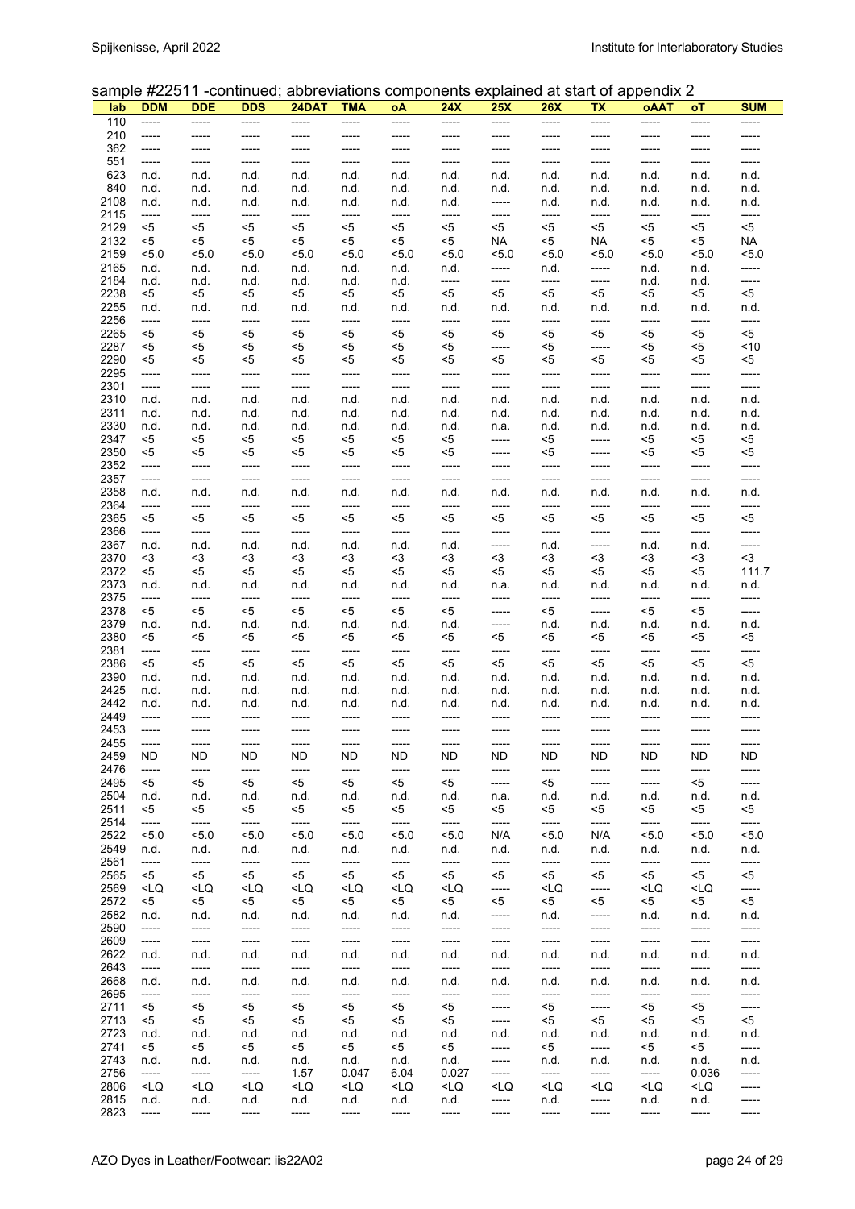sample #22511 -continued; abbreviations components explained at start of appendix 2

| lab | DDM | DDE | DDS | 24DAT | TMA | oA | 24X | 25X | 26X | TX | oAAT | oT | SUM |
|---|---|---|---|---|---|---|---|---|---|---|---|---|---|
| 110 | ----- | ----- | ----- | ----- | ----- | ----- | ----- | ----- | ----- | ----- | ----- | ----- | ----- |
| 210 | ----- | ----- | ----- | ----- | ----- | ----- | ----- | ----- | ----- | ----- | ----- | ----- | ----- |
| 362 | ----- | ----- | ----- | ----- | ----- | ----- | ----- | ----- | ----- | ----- | ----- | ----- | ----- |
| 551 | ----- | ----- | ----- | ----- | ----- | ----- | ----- | ----- | ----- | ----- | ----- | ----- | ----- |
| 623 | n.d. | n.d. | n.d. | n.d. | n.d. | n.d. | n.d. | n.d. | n.d. | n.d. | n.d. | n.d. | n.d. |
| 840 | n.d. | n.d. | n.d. | n.d. | n.d. | n.d. | n.d. | n.d. | n.d. | n.d. | n.d. | n.d. | n.d. |
| 2108 | n.d. | n.d. | n.d. | n.d. | n.d. | n.d. | n.d. | ----- | n.d. | n.d. | n.d. | n.d. | n.d. |
| 2115 | ----- | ----- | ----- | ----- | ----- | ----- | ----- | ----- | ----- | ----- | ----- | ----- | ----- |
| 2129 | <5 | <5 | <5 | <5 | <5 | <5 | <5 | <5 | <5 | <5 | <5 | <5 | <5 |
| 2132 | <5 | <5 | <5 | <5 | <5 | <5 | <5 | NA | <5 | NA | <5 | <5 | NA |
| 2159 | <5.0 | <5.0 | <5.0 | <5.0 | <5.0 | <5.0 | <5.0 | <5.0 | <5.0 | <5.0 | <5.0 | <5.0 | <5.0 |
| 2165 | n.d. | n.d. | n.d. | n.d. | n.d. | n.d. | n.d. | ----- | n.d. | ----- | n.d. | n.d. | ----- |
| 2184 | n.d. | n.d. | n.d. | n.d. | n.d. | n.d. | ----- | ----- | ----- | ----- | n.d. | n.d. | ----- |
| 2238 | <5 | <5 | <5 | <5 | <5 | <5 | <5 | <5 | <5 | <5 | <5 | <5 | <5 |
| 2255 | n.d. | n.d. | n.d. | n.d. | n.d. | n.d. | n.d. | n.d. | n.d. | n.d. | n.d. | n.d. | n.d. |
| 2256 | ----- | ----- | ----- | ----- | ----- | ----- | ----- | ----- | ----- | ----- | ----- | ----- | ----- |
| 2265 | <5 | <5 | <5 | <5 | <5 | <5 | <5 | <5 | <5 | <5 | <5 | <5 | <5 |
| 2287 | <5 | <5 | <5 | <5 | <5 | <5 | <5 | ----- | <5 | ----- | <5 | <5 | <10 |
| 2290 | <5 | <5 | <5 | <5 | <5 | <5 | <5 | <5 | <5 | <5 | <5 | <5 | <5 |
| 2295 | ----- | ----- | ----- | ----- | ----- | ----- | ----- | ----- | ----- | ----- | ----- | ----- | ----- |
| 2301 | ----- | ----- | ----- | ----- | ----- | ----- | ----- | ----- | ----- | ----- | ----- | ----- | ----- |
| 2310 | n.d. | n.d. | n.d. | n.d. | n.d. | n.d. | n.d. | n.d. | n.d. | n.d. | n.d. | n.d. | n.d. |
| 2311 | n.d. | n.d. | n.d. | n.d. | n.d. | n.d. | n.d. | n.d. | n.d. | n.d. | n.d. | n.d. | n.d. |
| 2330 | n.d. | n.d. | n.d. | n.d. | n.d. | n.d. | n.d. | n.a. | n.d. | n.d. | n.d. | n.d. | n.d. |
| 2347 | <5 | <5 | <5 | <5 | <5 | <5 | <5 | ----- | <5 | ----- | <5 | <5 | <5 |
| 2350 | <5 | <5 | <5 | <5 | <5 | <5 | <5 | ----- | <5 | ----- | <5 | <5 | <5 |
| 2352 | ----- | ----- | ----- | ----- | ----- | ----- | ----- | ----- | ----- | ----- | ----- | ----- | ----- |
| 2357 | ----- | ----- | ----- | ----- | ----- | ----- | ----- | ----- | ----- | ----- | ----- | ----- | ----- |
| 2358 | n.d. | n.d. | n.d. | n.d. | n.d. | n.d. | n.d. | n.d. | n.d. | n.d. | n.d. | n.d. | n.d. |
| 2364 | ----- | ----- | ----- | ----- | ----- | ----- | ----- | ----- | ----- | ----- | ----- | ----- | ----- |
| 2365 | <5 | <5 | <5 | <5 | <5 | <5 | <5 | <5 | <5 | <5 | <5 | <5 | <5 |
| 2366 | ----- | ----- | ----- | ----- | ----- | ----- | ----- | ----- | ----- | ----- | ----- | ----- | ----- |
| 2367 | n.d. | n.d. | n.d. | n.d. | n.d. | n.d. | n.d. | ----- | n.d. | ----- | n.d. | n.d. | ----- |
| 2370 | <3 | <3 | <3 | <3 | <3 | <3 | <3 | <3 | <3 | <3 | <3 | <3 | <3 |
| 2372 | <5 | <5 | <5 | <5 | <5 | <5 | <5 | <5 | <5 | <5 | <5 | <5 | 111.7 |
| 2373 | n.d. | n.d. | n.d. | n.d. | n.d. | n.d. | n.d. | n.a. | n.d. | n.d. | n.d. | n.d. | n.d. |
| 2375 | ----- | ----- | ----- | ----- | ----- | ----- | ----- | ----- | ----- | ----- | ----- | ----- | ----- |
| 2378 | <5 | <5 | <5 | <5 | <5 | <5 | <5 | ----- | <5 | ----- | <5 | <5 | ----- |
| 2379 | n.d. | n.d. | n.d. | n.d. | n.d. | n.d. | n.d. | ----- | n.d. | n.d. | n.d. | n.d. | n.d. |
| 2380 | <5 | <5 | <5 | <5 | <5 | <5 | <5 | <5 | <5 | <5 | <5 | <5 | <5 |
| 2381 | ----- | ----- | ----- | ----- | ----- | ----- | ----- | ----- | ----- | ----- | ----- | ----- | ----- |
| 2386 | <5 | <5 | <5 | <5 | <5 | <5 | <5 | <5 | <5 | <5 | <5 | <5 | <5 |
| 2390 | n.d. | n.d. | n.d. | n.d. | n.d. | n.d. | n.d. | n.d. | n.d. | n.d. | n.d. | n.d. | n.d. |
| 2425 | n.d. | n.d. | n.d. | n.d. | n.d. | n.d. | n.d. | n.d. | n.d. | n.d. | n.d. | n.d. | n.d. |
| 2442 | n.d. | n.d. | n.d. | n.d. | n.d. | n.d. | n.d. | n.d. | n.d. | n.d. | n.d. | n.d. | n.d. |
| 2449 | ----- | ----- | ----- | ----- | ----- | ----- | ----- | ----- | ----- | ----- | ----- | ----- | ----- |
| 2453 | ----- | ----- | ----- | ----- | ----- | ----- | ----- | ----- | ----- | ----- | ----- | ----- | ----- |
| 2455 | ----- | ----- | ----- | ----- | ----- | ----- | ----- | ----- | ----- | ----- | ----- | ----- | ----- |
| 2459 | ND | ND | ND | ND | ND | ND | ND | ND | ND | ND | ND | ND | ND |
| 2476 | ----- | ----- | ----- | ----- | ----- | ----- | ----- | ----- | ----- | ----- | ----- | ----- | ----- |
| 2495 | <5 | <5 | <5 | <5 | <5 | <5 | <5 | ----- | <5 | ----- | ----- | <5 | ----- |
| 2504 | n.d. | n.d. | n.d. | n.d. | n.d. | n.d. | n.d. | n.a. | n.d. | n.d. | n.d. | n.d. | n.d. |
| 2511 | <5 | <5 | <5 | <5 | <5 | <5 | <5 | <5 | <5 | <5 | <5 | <5 | <5 |
| 2514 | ----- | ----- | ----- | ----- | ----- | ----- | ----- | ----- | ----- | ----- | ----- | ----- | ----- |
| 2522 | <5.0 | <5.0 | <5.0 | <5.0 | <5.0 | <5.0 | <5.0 | N/A | <5.0 | N/A | <5.0 | <5.0 | <5.0 |
| 2549 | n.d. | n.d. | n.d. | n.d. | n.d. | n.d. | n.d. | n.d. | n.d. | n.d. | n.d. | n.d. | n.d. |
| 2561 | ----- | ----- | ----- | ----- | ----- | ----- | ----- | ----- | ----- | ----- | ----- | ----- | ----- |
| 2565 | <5 | <5 | <5 | <5 | <5 | <5 | <5 | <5 | <5 | <5 | <5 | <5 | <5 |
| 2569 | <LQ | <LQ | <LQ | <LQ | <LQ | <LQ | <LQ | ----- | <LQ | ----- | <LQ | <LQ | ----- |
| 2572 | <5 | <5 | <5 | <5 | <5 | <5 | <5 | <5 | <5 | <5 | <5 | <5 | <5 |
| 2582 | n.d. | n.d. | n.d. | n.d. | n.d. | n.d. | n.d. | ----- | n.d. | ----- | n.d. | n.d. | n.d. |
| 2590 | ----- | ----- | ----- | ----- | ----- | ----- | ----- | ----- | ----- | ----- | ----- | ----- | ----- |
| 2609 | ----- | ----- | ----- | ----- | ----- | ----- | ----- | ----- | ----- | ----- | ----- | ----- | ----- |
| 2622 | n.d. | n.d. | n.d. | n.d. | n.d. | n.d. | n.d. | n.d. | n.d. | n.d. | n.d. | n.d. | n.d. |
| 2643 | ----- | ----- | ----- | ----- | ----- | ----- | ----- | ----- | ----- | ----- | ----- | ----- | ----- |
| 2668 | n.d. | n.d. | n.d. | n.d. | n.d. | n.d. | n.d. | n.d. | n.d. | n.d. | n.d. | n.d. | n.d. |
| 2695 | ----- | ----- | ----- | ----- | ----- | ----- | ----- | ----- | ----- | ----- | ----- | ----- | ----- |
| 2711 | <5 | <5 | <5 | <5 | <5 | <5 | <5 | ----- | <5 | ----- | <5 | <5 | ----- |
| 2713 | <5 | <5 | <5 | <5 | <5 | <5 | <5 | ----- | <5 | <5 | <5 | <5 | <5 |
| 2723 | n.d. | n.d. | n.d. | n.d. | n.d. | n.d. | n.d. | n.d. | n.d. | n.d. | n.d. | n.d. | n.d. |
| 2741 | <5 | <5 | <5 | <5 | <5 | <5 | <5 | ----- | <5 | ----- | <5 | <5 | ----- |
| 2743 | n.d. | n.d. | n.d. | n.d. | n.d. | n.d. | n.d. | ----- | n.d. | n.d. | n.d. | n.d. | n.d. |
| 2756 | ----- | ----- | ----- | 1.57 | 0.047 | 6.04 | 0.027 | ----- | ----- | ----- | ----- | 0.036 | ----- |
| 2806 | <LQ | <LQ | <LQ | <LQ | <LQ | <LQ | <LQ | <LQ | <LQ | <LQ | <LQ | <LQ | ----- |
| 2815 | n.d. | n.d. | n.d. | n.d. | n.d. | n.d. | n.d. | ----- | n.d. | ----- | n.d. | n.d. | ----- |
| 2823 | ----- | ----- | ----- | ----- | ----- | ----- | ----- | ----- | ----- | ----- | ----- | ----- | ----- |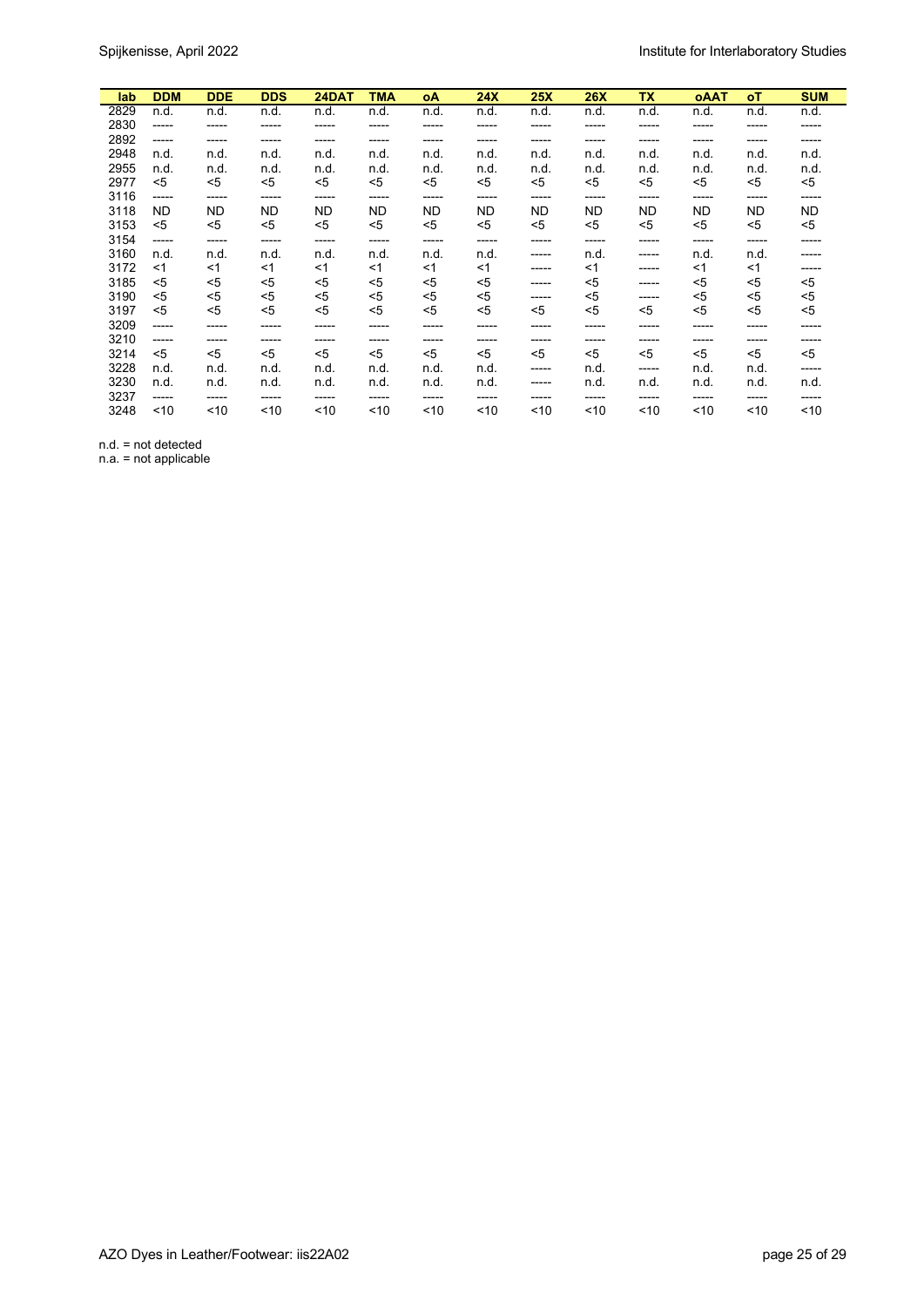| lab | DDM | DDE | DDS | 24DAT | TMA | oA | 24X | 25X | 26X | TX | oAAT | oT | SUM |
|---|---|---|---|---|---|---|---|---|---|---|---|---|---|
| 2829 | n.d. | n.d. | n.d. | n.d. | n.d. | n.d. | n.d. | n.d. | n.d. | n.d. | n.d. | n.d. | n.d. |
| 2830 | ----- | ----- | ----- | ----- | ----- | ----- | ----- | ----- | ----- | ----- | ----- | ----- | ----- |
| 2892 | ----- | ----- | ----- | ----- | ----- | ----- | ----- | ----- | ----- | ----- | ----- | ----- | ----- |
| 2948 | n.d. | n.d. | n.d. | n.d. | n.d. | n.d. | n.d. | n.d. | n.d. | n.d. | n.d. | n.d. | n.d. |
| 2955 | n.d. | n.d. | n.d. | n.d. | n.d. | n.d. | n.d. | n.d. | n.d. | n.d. | n.d. | n.d. | n.d. |
| 2977 | <5 | <5 | <5 | <5 | <5 | <5 | <5 | <5 | <5 | <5 | <5 | <5 | <5 |
| 3116 | ----- | ----- | ----- | ----- | ----- | ----- | ----- | ----- | ----- | ----- | ----- | ----- | ----- |
| 3118 | ND | ND | ND | ND | ND | ND | ND | ND | ND | ND | ND | ND | ND |
| 3153 | <5 | <5 | <5 | <5 | <5 | <5 | <5 | <5 | <5 | <5 | <5 | <5 | <5 |
| 3154 | ----- | ----- | ----- | ----- | ----- | ----- | ----- | ----- | ----- | ----- | ----- | ----- | ----- |
| 3160 | n.d. | n.d. | n.d. | n.d. | n.d. | n.d. | n.d. | ----- | n.d. | ----- | n.d. | n.d. | ----- |
| 3172 | <1 | <1 | <1 | <1 | <1 | <1 | <1 | ----- | <1 | ----- | <1 | <1 | ----- |
| 3185 | <5 | <5 | <5 | <5 | <5 | <5 | <5 | ----- | <5 | ----- | <5 | <5 | <5 |
| 3190 | <5 | <5 | <5 | <5 | <5 | <5 | <5 | ----- | <5 | ----- | <5 | <5 | <5 |
| 3197 | <5 | <5 | <5 | <5 | <5 | <5 | <5 | <5 | <5 | <5 | <5 | <5 | <5 |
| 3209 | ----- | ----- | ----- | ----- | ----- | ----- | ----- | ----- | ----- | ----- | ----- | ----- | ----- |
| 3210 | ----- | ----- | ----- | ----- | ----- | ----- | ----- | ----- | ----- | ----- | ----- | ----- | ----- |
| 3214 | <5 | <5 | <5 | <5 | <5 | <5 | <5 | <5 | <5 | <5 | <5 | <5 | <5 |
| 3228 | n.d. | n.d. | n.d. | n.d. | n.d. | n.d. | n.d. | ----- | n.d. | ----- | n.d. | n.d. | ----- |
| 3230 | n.d. | n.d. | n.d. | n.d. | n.d. | n.d. | n.d. | ----- | n.d. | n.d. | n.d. | n.d. | n.d. |
| 3237 | ----- | ----- | ----- | ----- | ----- | ----- | ----- | ----- | ----- | ----- | ----- | ----- | ----- |
| 3248 | <10 | <10 | <10 | <10 | <10 | <10 | <10 | <10 | <10 | <10 | <10 | <10 | <10 |

n.d. = not detected
n.a. = not applicable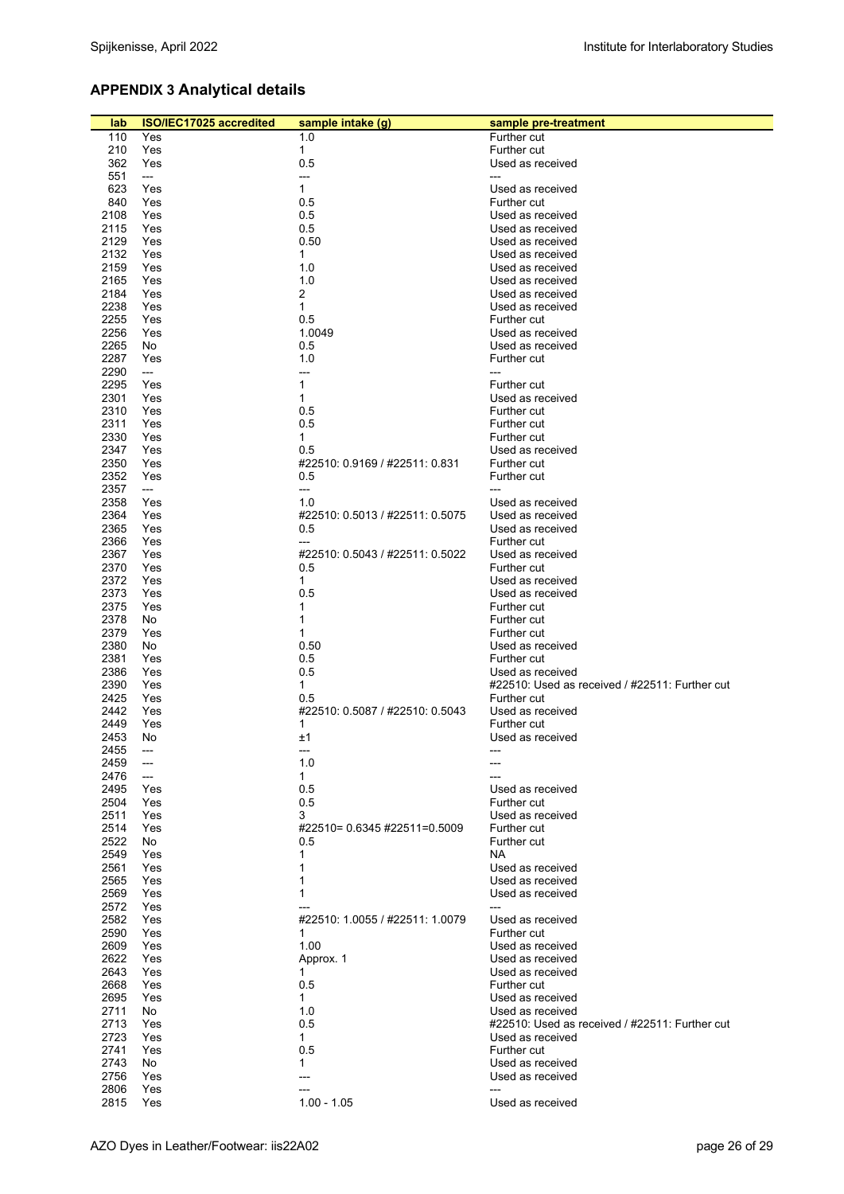## APPENDIX 3 Analytical details

| lab | ISO/IEC17025 accredited | sample intake (g) | sample pre-treatment |
|---|---|---|---|
| 110 | Yes | 1.0 | Further cut |
| 210 | Yes | 1 | Further cut |
| 362 | Yes | 0.5 | Used as received |
| 551 | --- | --- | --- |
| 623 | Yes | 1 | Used as received |
| 840 | Yes | 0.5 | Further cut |
| 2108 | Yes | 0.5 | Used as received |
| 2115 | Yes | 0.5 | Used as received |
| 2129 | Yes | 0.50 | Used as received |
| 2132 | Yes | 1 | Used as received |
| 2159 | Yes | 1.0 | Used as received |
| 2165 | Yes | 1.0 | Used as received |
| 2184 | Yes | 2 | Used as received |
| 2238 | Yes | 1 | Used as received |
| 2255 | Yes | 0.5 | Further cut |
| 2256 | Yes | 1.0049 | Used as received |
| 2265 | No | 0.5 | Used as received |
| 2287 | Yes | 1.0 | Further cut |
| 2290 | --- | --- | --- |
| 2295 | Yes | 1 | Further cut |
| 2301 | Yes | 1 | Used as received |
| 2310 | Yes | 0.5 | Further cut |
| 2311 | Yes | 0.5 | Further cut |
| 2330 | Yes | 1 | Further cut |
| 2347 | Yes | 0.5 | Used as received |
| 2350 | Yes | #22510: 0.9169 / #22511: 0.831 | Further cut |
| 2352 | Yes | 0.5 | Further cut |
| 2357 | --- | --- | --- |
| 2358 | Yes | 1.0 | Used as received |
| 2364 | Yes | #22510: 0.5013 / #22511: 0.5075 | Used as received |
| 2365 | Yes | 0.5 | Used as received |
| 2366 | Yes | --- | Further cut |
| 2367 | Yes | #22510: 0.5043 / #22511: 0.5022 | Used as received |
| 2370 | Yes | 0.5 | Further cut |
| 2372 | Yes | 1 | Used as received |
| 2373 | Yes | 0.5 | Used as received |
| 2375 | Yes | 1 | Further cut |
| 2378 | No | 1 | Further cut |
| 2379 | Yes | 1 | Further cut |
| 2380 | No | 0.50 | Used as received |
| 2381 | Yes | 0.5 | Further cut |
| 2386 | Yes | 0.5 | Used as received |
| 2390 | Yes | 1 | #22510: Used as received / #22511: Further cut |
| 2425 | Yes | 0.5 | Further cut |
| 2442 | Yes | #22510: 0.5087 / #22510: 0.5043 | Used as received |
| 2449 | Yes | 1 | Further cut |
| 2453 | No | ±1 | Used as received |
| 2455 | --- | --- | --- |
| 2459 | --- | 1.0 | --- |
| 2476 | --- | 1 | --- |
| 2495 | Yes | 0.5 | Used as received |
| 2504 | Yes | 0.5 | Further cut |
| 2511 | Yes | 3 | Used as received |
| 2514 | Yes | #22510= 0.6345 #22511=0.5009 | Further cut |
| 2522 | No | 0.5 | Further cut |
| 2549 | Yes | 1 | NA |
| 2561 | Yes | 1 | Used as received |
| 2565 | Yes | 1 | Used as received |
| 2569 | Yes | 1 | Used as received |
| 2572 | Yes | --- | --- |
| 2582 | Yes | #22510: 1.0055 / #22511: 1.0079 | Used as received |
| 2590 | Yes | 1 | Further cut |
| 2609 | Yes | 1.00 | Used as received |
| 2622 | Yes | Approx. 1 | Used as received |
| 2643 | Yes | 1 | Used as received |
| 2668 | Yes | 0.5 | Further cut |
| 2695 | Yes | 1 | Used as received |
| 2711 | No | 1.0 | Used as received |
| 2713 | Yes | 0.5 | #22510: Used as received / #22511: Further cut |
| 2723 | Yes | 1 | Used as received |
| 2741 | Yes | 0.5 | Further cut |
| 2743 | No | 1 | Used as received |
| 2756 | Yes | --- | Used as received |
| 2806 | Yes | --- | --- |
| 2815 | Yes | 1.00 - 1.05 | Used as received |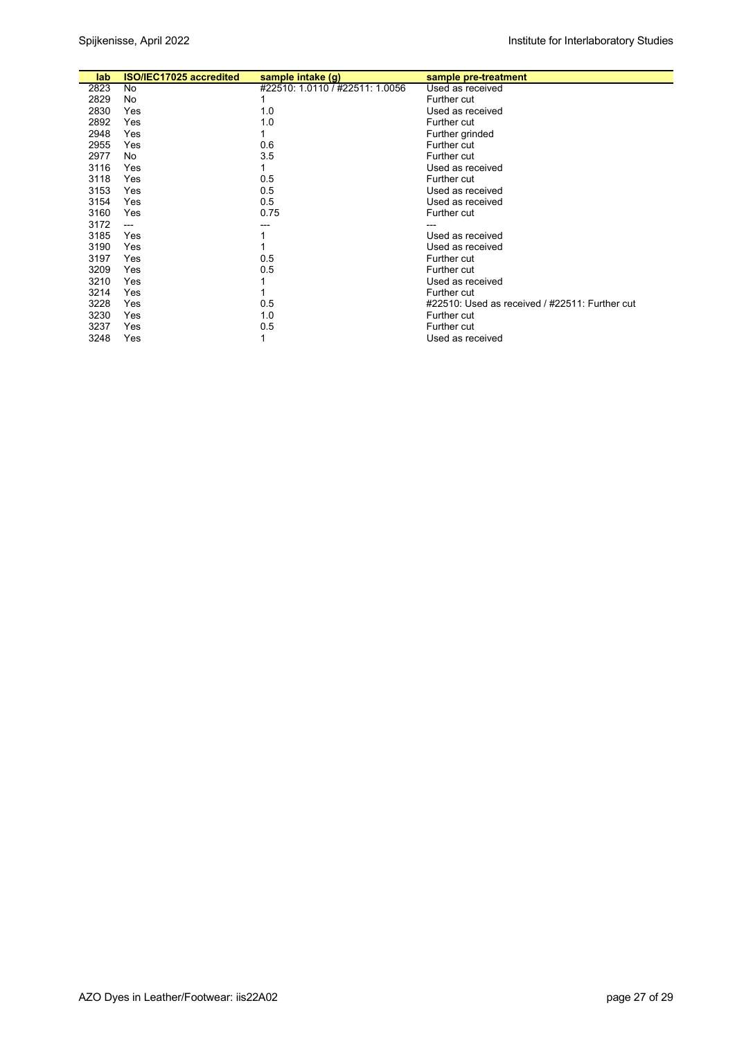| lab | ISO/IEC17025 accredited | sample intake (g) | sample pre-treatment |
|---|---|---|---|
| 2823 | No | #22510: 1.0110 / #22511: 1.0056 | Used as received |
| 2829 | No | 1 | Further cut |
| 2830 | Yes | 1.0 | Used as received |
| 2892 | Yes | 1.0 | Further cut |
| 2948 | Yes | 1 | Further grinded |
| 2955 | Yes | 0.6 | Further cut |
| 2977 | No | 3.5 | Further cut |
| 3116 | Yes | 1 | Used as received |
| 3118 | Yes | 0.5 | Further cut |
| 3153 | Yes | 0.5 | Used as received |
| 3154 | Yes | 0.5 | Used as received |
| 3160 | Yes | 0.75 | Further cut |
| 3172 | --- | --- | --- |
| 3185 | Yes | 1 | Used as received |
| 3190 | Yes | 1 | Used as received |
| 3197 | Yes | 0.5 | Further cut |
| 3209 | Yes | 0.5 | Further cut |
| 3210 | Yes | 1 | Used as received |
| 3214 | Yes | 1 | Further cut |
| 3228 | Yes | 0.5 | #22510: Used as received / #22511: Further cut |
| 3230 | Yes | 1.0 | Further cut |
| 3237 | Yes | 0.5 | Further cut |
| 3248 | Yes | 1 | Used as received |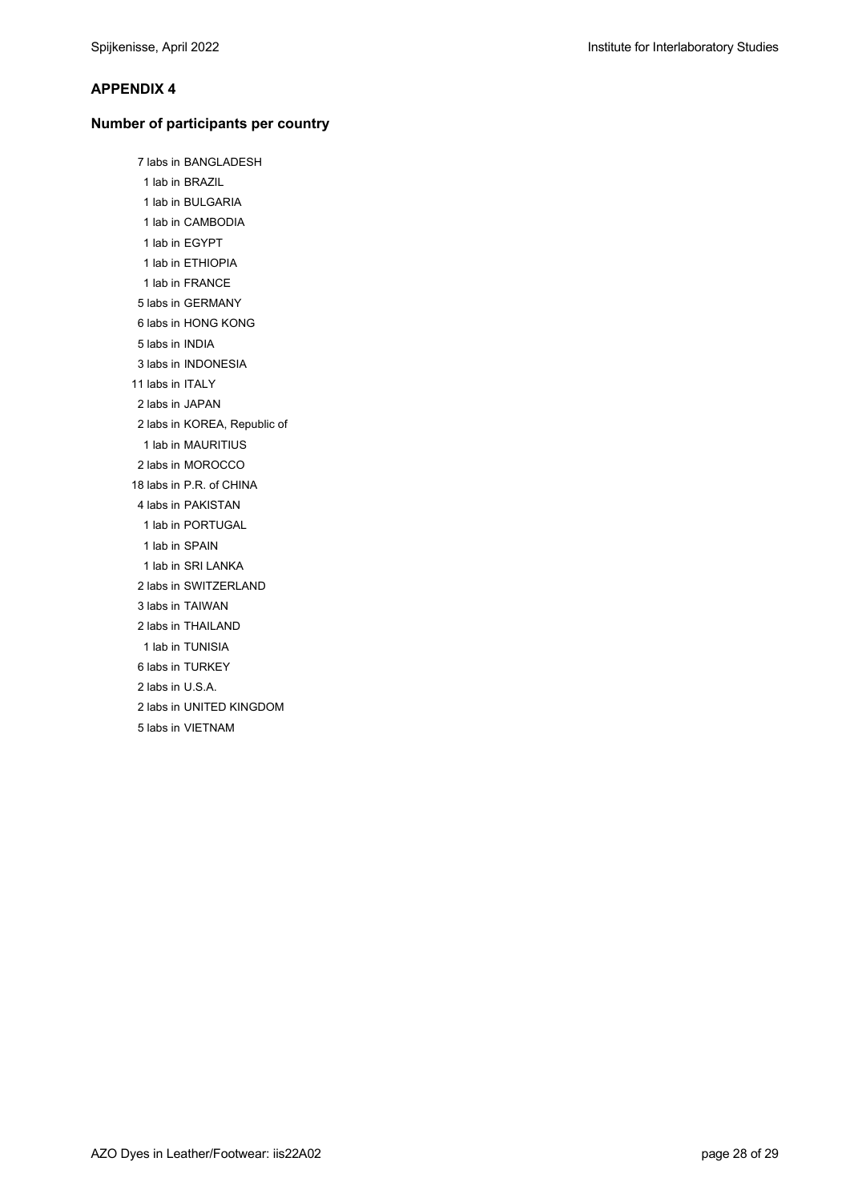**APPENDIX 4**

**Number of participants per country**

7 labs in BANGLADESH
1 lab in BRAZIL
1 lab in BULGARIA
1 lab in CAMBODIA
1 lab in EGYPT
1 lab in ETHIOPIA
1 lab in FRANCE
5 labs in GERMANY
6 labs in HONG KONG
5 labs in INDIA
3 labs in INDONESIA
11 labs in ITALY
2 labs in JAPAN
2 labs in KOREA, Republic of
1 lab in MAURITIUS
2 labs in MOROCCO
18 labs in P.R. of CHINA
4 labs in PAKISTAN
1 lab in PORTUGAL
1 lab in SPAIN
1 lab in SRI LANKA
2 labs in SWITZERLAND
3 labs in TAIWAN
2 labs in THAILAND
1 lab in TUNISIA
6 labs in TURKEY
2 labs in U.S.A.
2 labs in UNITED KINGDOM
5 labs in VIETNAM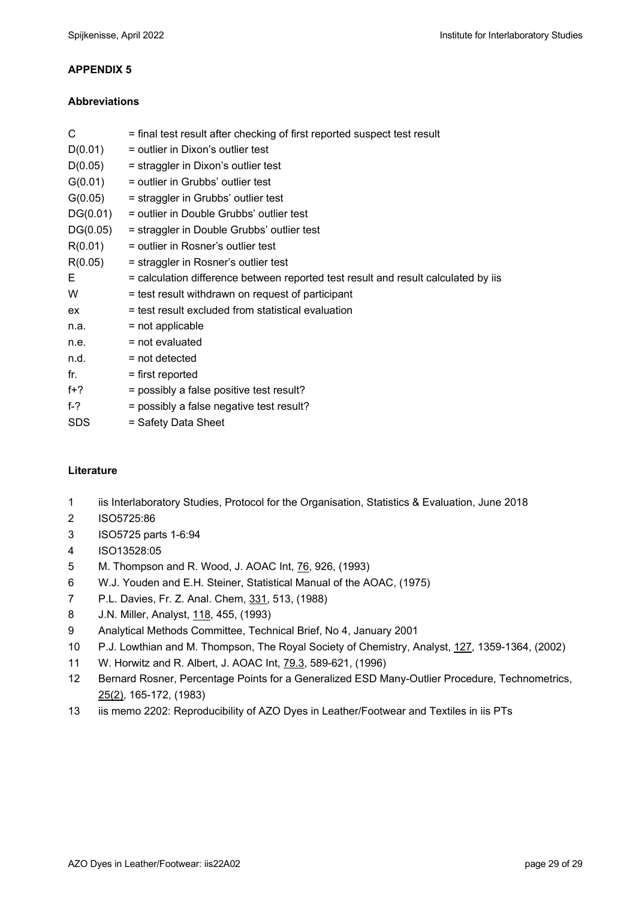**APPENDIX 5**

**Abbreviations**

| | |
|---|---|
| C | = final test result after checking of first reported suspect test result |
| D(0.01) | = outlier in Dixon's outlier test |
| D(0.05) | = straggler in Dixon's outlier test |
| G(0.01) | = outlier in Grubbs' outlier test |
| G(0.05) | = straggler in Grubbs' outlier test |
| DG(0.01) | = outlier in Double Grubbs' outlier test |
| DG(0.05) | = straggler in Double Grubbs' outlier test |
| R(0.01) | = outlier in Rosner's outlier test |
| R(0.05) | = straggler in Rosner's outlier test |
| E | = calculation difference between reported test result and result calculated by iis |
| W | = test result withdrawn on request of participant |
| ex | = test result excluded from statistical evaluation |
| n.a. | = not applicable |
| n.e. | = not evaluated |
| n.d. | = not detected |
| fr. | = first reported |
| f+? | = possibly a false positive test result? |
| f-? | = possibly a false negative test result? |
| SDS | = Safety Data Sheet |

**Literature**

1. iis Interlaboratory Studies, Protocol for the Organisation, Statistics & Evaluation, June 2018
2. ISO5725:86
3. ISO5725 parts 1-6:94
4. ISO13528:05
5. M. Thompson and R. Wood, J. AOAC Int, 76, 926, (1993)
6. W.J. Youden and E.H. Steiner, Statistical Manual of the AOAC, (1975)
7. P.L. Davies, Fr. Z. Anal. Chem, 331, 513, (1988)
8. J.N. Miller, Analyst, 118, 455, (1993)
9. Analytical Methods Committee, Technical Brief, No 4, January 2001
10. P.J. Lowthian and M. Thompson, The Royal Society of Chemistry, Analyst, 127, 1359-1364, (2002)
11. W. Horwitz and R. Albert, J. AOAC Int, 79.3, 589-621, (1996)
12. Bernard Rosner, Percentage Points for a Generalized ESD Many-Outlier Procedure, Technometrics, 25(2), 165-172, (1983)
13. iis memo 2202: Reproducibility of AZO Dyes in Leather/Footwear and Textiles in iis PTs